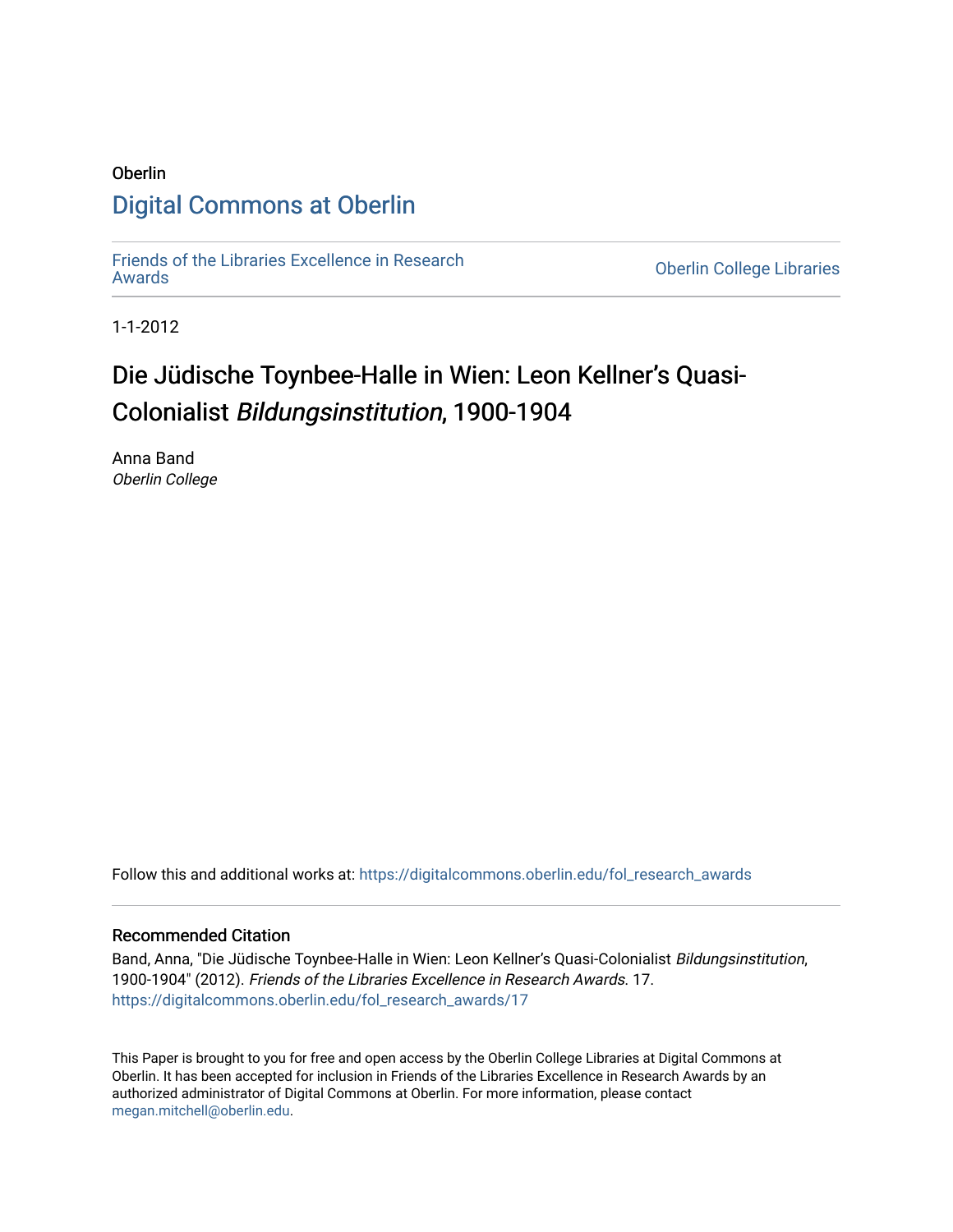Oberlin

Digital Commons at Oberlin

Friends of the Libraries Excellence in Research Awards

Oberlin College Libraries

1-1-2012

# Die Jüdische Toynbee-Halle in Wien: Leon Kellner's Quasi-Colonialist *Bildungsinstitution*, 1900-1904

Anna Band
*Oberlin College*

Follow this and additional works at: https://digitalcommons.oberlin.edu/fol_research_awards

## Recommended Citation

Band, Anna, "Die Jüdische Toynbee-Halle in Wien: Leon Kellner's Quasi-Colonialist *Bildungsinstitution*, 1900-1904" (2012). *Friends of the Libraries Excellence in Research Awards*. 17.
https://digitalcommons.oberlin.edu/fol_research_awards/17

This Paper is brought to you for free and open access by the Oberlin College Libraries at Digital Commons at Oberlin. It has been accepted for inclusion in Friends of the Libraries Excellence in Research Awards by an authorized administrator of Digital Commons at Oberlin. For more information, please contact megan.mitchell@oberlin.edu.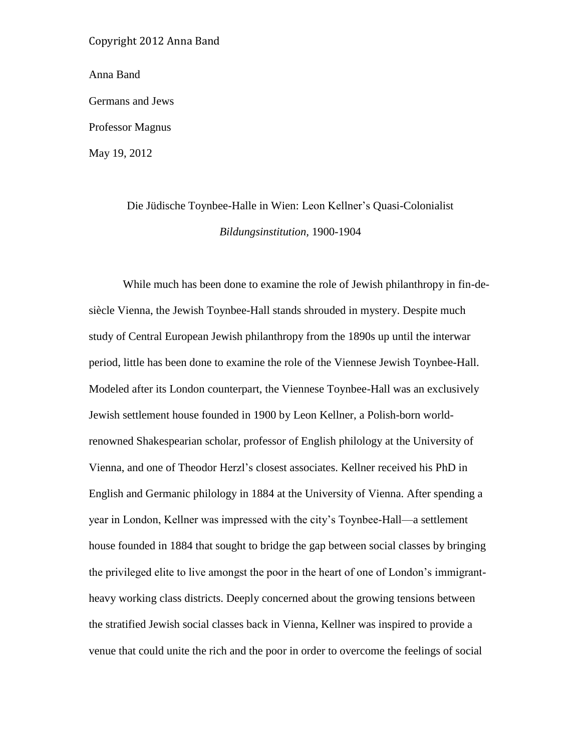Copyright 2012 Anna Band

Anna Band

Germans and Jews

Professor Magnus

May 19, 2012

# Die Jüdische Toynbee-Halle in Wien: Leon Kellner's Quasi-Colonialist *Bildungsinstitution,* 1900-1904

While much has been done to examine the role of Jewish philanthropy in fin-de-siècle Vienna, the Jewish Toynbee-Hall stands shrouded in mystery. Despite much study of Central European Jewish philanthropy from the 1890s up until the interwar period, little has been done to examine the role of the Viennese Jewish Toynbee-Hall. Modeled after its London counterpart, the Viennese Toynbee-Hall was an exclusively Jewish settlement house founded in 1900 by Leon Kellner, a Polish-born world-renowned Shakespearian scholar, professor of English philology at the University of Vienna, and one of Theodor Herzl's closest associates. Kellner received his PhD in English and Germanic philology in 1884 at the University of Vienna. After spending a year in London, Kellner was impressed with the city's Toynbee-Hall—a settlement house founded in 1884 that sought to bridge the gap between social classes by bringing the privileged elite to live amongst the poor in the heart of one of London's immigrant-heavy working class districts. Deeply concerned about the growing tensions between the stratified Jewish social classes back in Vienna, Kellner was inspired to provide a venue that could unite the rich and the poor in order to overcome the feelings of social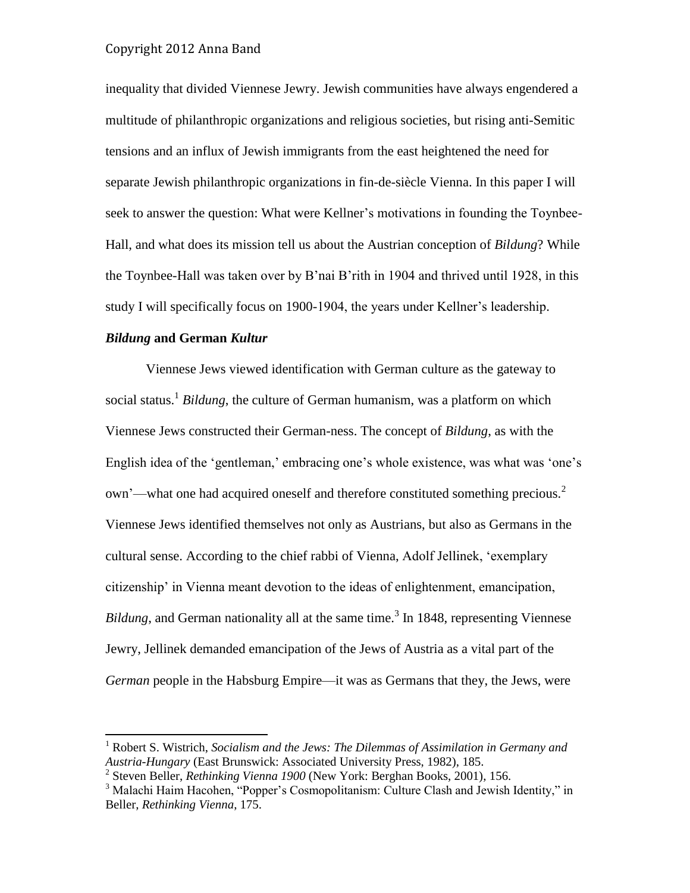inequality that divided Viennese Jewry. Jewish communities have always engendered a multitude of philanthropic organizations and religious societies, but rising anti-Semitic tensions and an influx of Jewish immigrants from the east heightened the need for separate Jewish philanthropic organizations in fin-de-siècle Vienna. In this paper I will seek to answer the question: What were Kellner's motivations in founding the Toynbee-Hall, and what does its mission tell us about the Austrian conception of *Bildung*? While the Toynbee-Hall was taken over by B'nai B'rith in 1904 and thrived until 1928, in this study I will specifically focus on 1900-1904, the years under Kellner's leadership.

### *Bildung* and German *Kultur*

Viennese Jews viewed identification with German culture as the gateway to social status.[1] *Bildung*, the culture of German humanism, was a platform on which Viennese Jews constructed their German-ness. The concept of *Bildung*, as with the English idea of the 'gentleman,' embracing one's whole existence, was what was 'one's own'—what one had acquired oneself and therefore constituted something precious.[2] Viennese Jews identified themselves not only as Austrians, but also as Germans in the cultural sense. According to the chief rabbi of Vienna, Adolf Jellinek, 'exemplary citizenship' in Vienna meant devotion to the ideas of enlightenment, emancipation, *Bildung*, and German nationality all at the same time.[3] In 1848, representing Viennese Jewry, Jellinek demanded emancipation of the Jews of Austria as a vital part of the *German* people in the Habsburg Empire—it was as Germans that they, the Jews, were

---

[1] Robert S. Wistrich, *Socialism and the Jews: The Dilemmas of Assimilation in Germany and Austria-Hungary* (East Brunswick: Associated University Press, 1982), 185.

[2] Steven Beller, *Rethinking Vienna 1900* (New York: Berghan Books, 2001), 156.

[3] Malachi Haim Hacohen, "Popper's Cosmopolitanism: Culture Clash and Jewish Identity," in Beller, *Rethinking Vienna*, 175.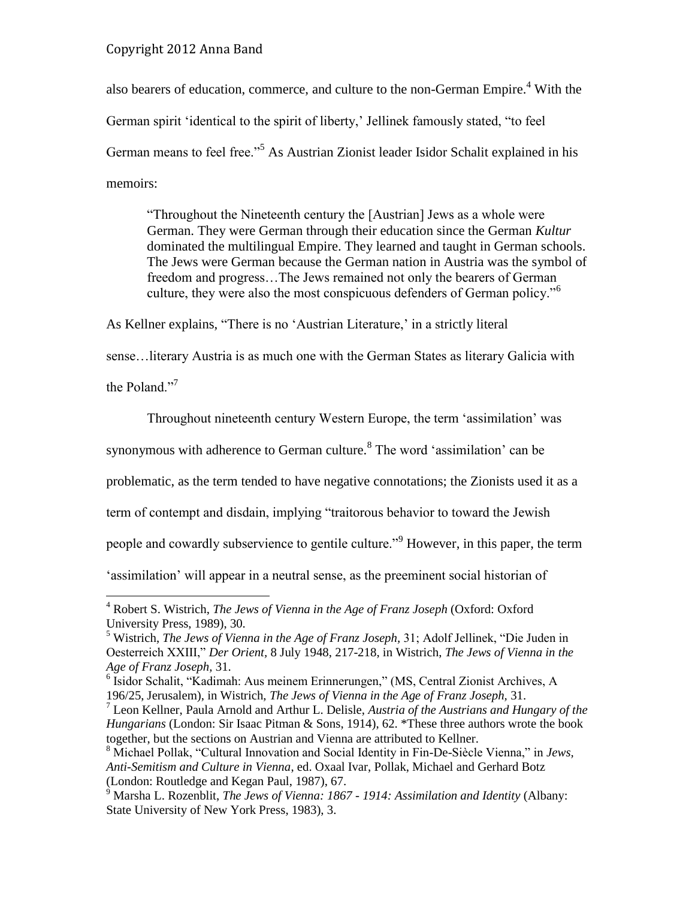also bearers of education, commerce, and culture to the non-German Empire.[4] With the German spirit 'identical to the spirit of liberty,' Jellinek famously stated, "to feel German means to feel free."[5] As Austrian Zionist leader Isidor Schalit explained in his memoirs:

> "Throughout the Nineteenth century the [Austrian] Jews as a whole were German. They were German through their education since the German *Kultur* dominated the multilingual Empire. They learned and taught in German schools. The Jews were German because the German nation in Austria was the symbol of freedom and progress…The Jews remained not only the bearers of German culture, they were also the most conspicuous defenders of German policy."[6]

As Kellner explains, "There is no 'Austrian Literature,' in a strictly literal sense…literary Austria is as much one with the German States as literary Galicia with the Poland."[7]

Throughout nineteenth century Western Europe, the term 'assimilation' was synonymous with adherence to German culture.[8] The word 'assimilation' can be problematic, as the term tended to have negative connotations; the Zionists used it as a term of contempt and disdain, implying "traitorous behavior to toward the Jewish people and cowardly subservience to gentile culture."[9] However, in this paper, the term 'assimilation' will appear in a neutral sense, as the preeminent social historian of

---

[4] Robert S. Wistrich, *The Jews of Vienna in the Age of Franz Joseph* (Oxford: Oxford University Press, 1989), 30.

[5] Wistrich, *The Jews of Vienna in the Age of Franz Joseph,* 31; Adolf Jellinek, "Die Juden in Oesterreich XXIII," *Der Orient,* 8 July 1948, 217-218, in Wistrich, *The Jews of Vienna in the Age of Franz Joseph,* 31.

[6] Isidor Schalit, "Kadimah: Aus meinem Erinnerungen," (MS, Central Zionist Archives, A 196/25, Jerusalem), in Wistrich, *The Jews of Vienna in the Age of Franz Joseph,* 31.

[7] Leon Kellner, Paula Arnold and Arthur L. Delisle, *Austria of the Austrians and Hungary of the Hungarians* (London: Sir Isaac Pitman & Sons, 1914), 62. *These three authors wrote the book together, but the sections on Austrian and Vienna are attributed to Kellner.

[8] Michael Pollak, "Cultural Innovation and Social Identity in Fin-De-Siècle Vienna," in *Jews, Anti-Semitism and Culture in Vienna*, ed. Oxaal Ivar, Pollak, Michael and Gerhard Botz (London: Routledge and Kegan Paul, 1987), 67.

[9] Marsha L. Rozenblit, *The Jews of Vienna: 1867 - 1914: Assimilation and Identity* (Albany: State University of New York Press, 1983), 3.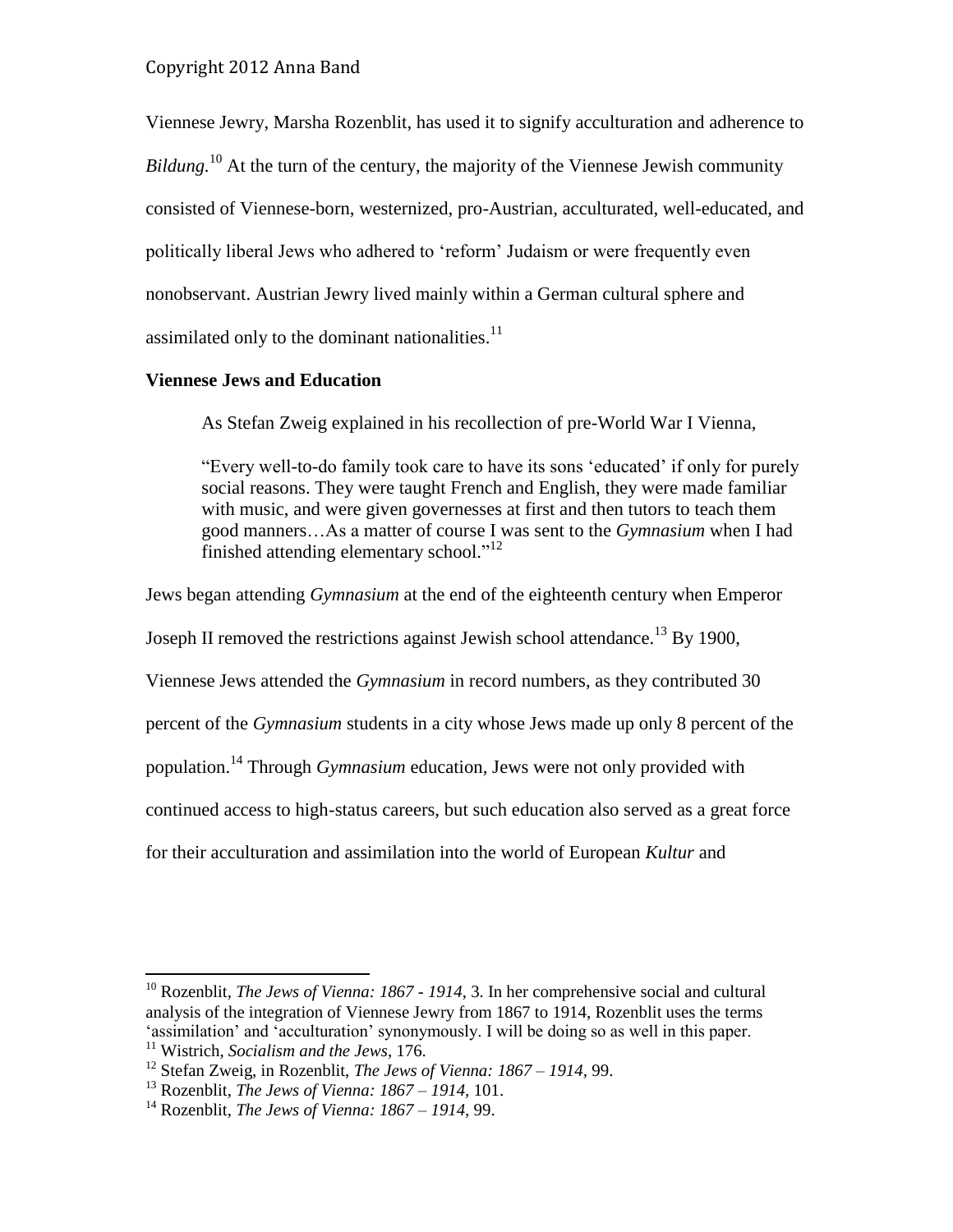Viennese Jewry, Marsha Rozenblit, has used it to signify acculturation and adherence to *Bildung.*[10] At the turn of the century, the majority of the Viennese Jewish community consisted of Viennese-born, westernized, pro-Austrian, acculturated, well-educated, and politically liberal Jews who adhered to 'reform' Judaism or were frequently even nonobservant. Austrian Jewry lived mainly within a German cultural sphere and assimilated only to the dominant nationalities.[11]

**Viennese Jews and Education**

> As Stefan Zweig explained in his recollection of pre-World War I Vienna,
>
> "Every well-to-do family took care to have its sons 'educated' if only for purely social reasons. They were taught French and English, they were made familiar with music, and were given governesses at first and then tutors to teach them good manners…As a matter of course I was sent to the *Gymnasium* when I had finished attending elementary school."[12]

Jews began attending *Gymnasium* at the end of the eighteenth century when Emperor Joseph II removed the restrictions against Jewish school attendance.[13] By 1900, Viennese Jews attended the *Gymnasium* in record numbers, as they contributed 30 percent of the *Gymnasium* students in a city whose Jews made up only 8 percent of the population.[14] Through *Gymnasium* education, Jews were not only provided with continued access to high-status careers, but such education also served as a great force for their acculturation and assimilation into the world of European *Kultur* and

---

[10] Rozenblit, *The Jews of Vienna: 1867 - 1914*, 3. In her comprehensive social and cultural analysis of the integration of Viennese Jewry from 1867 to 1914, Rozenblit uses the terms 'assimilation' and 'acculturation' synonymously. I will be doing so as well in this paper.

[11] Wistrich, *Socialism and the Jews*, 176.

[12] Stefan Zweig, in Rozenblit, *The Jews of Vienna: 1867 – 1914,* 99.

[13] Rozenblit, *The Jews of Vienna: 1867 – 1914,* 101.

[14] Rozenblit, *The Jews of Vienna: 1867 – 1914,* 99.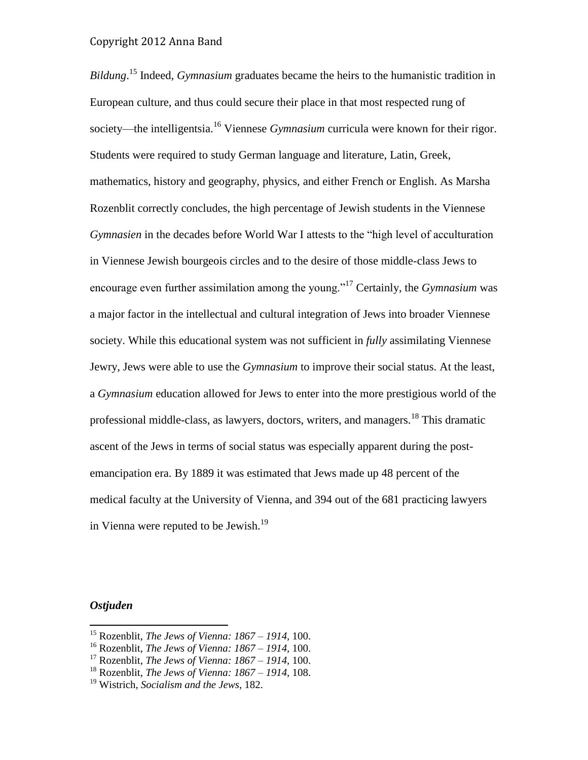*Bildung*.[15] Indeed, *Gymnasium* graduates became the heirs to the humanistic tradition in European culture, and thus could secure their place in that most respected rung of society—the intelligentsia.[16] Viennese *Gymnasium* curricula were known for their rigor. Students were required to study German language and literature, Latin, Greek, mathematics, history and geography, physics, and either French or English. As Marsha Rozenblit correctly concludes, the high percentage of Jewish students in the Viennese *Gymnasien* in the decades before World War I attests to the "high level of acculturation in Viennese Jewish bourgeois circles and to the desire of those middle-class Jews to encourage even further assimilation among the young."[17] Certainly, the *Gymnasium* was a major factor in the intellectual and cultural integration of Jews into broader Viennese society. While this educational system was not sufficient in *fully* assimilating Viennese Jewry, Jews were able to use the *Gymnasium* to improve their social status. At the least, a *Gymnasium* education allowed for Jews to enter into the more prestigious world of the professional middle-class, as lawyers, doctors, writers, and managers.[18] This dramatic ascent of the Jews in terms of social status was especially apparent during the post-emancipation era. By 1889 it was estimated that Jews made up 48 percent of the medical faculty at the University of Vienna, and 394 out of the 681 practicing lawyers in Vienna were reputed to be Jewish.[19]

### *Ostjuden*

---

[15] Rozenblit, *The Jews of Vienna: 1867 – 1914*, 100.

[16] Rozenblit, *The Jews of Vienna: 1867 – 1914*, 100.

[17] Rozenblit, *The Jews of Vienna: 1867 – 1914*, 100.

[18] Rozenblit, *The Jews of Vienna: 1867 – 1914*, 108.

[19] Wistrich, *Socialism and the Jews*, 182.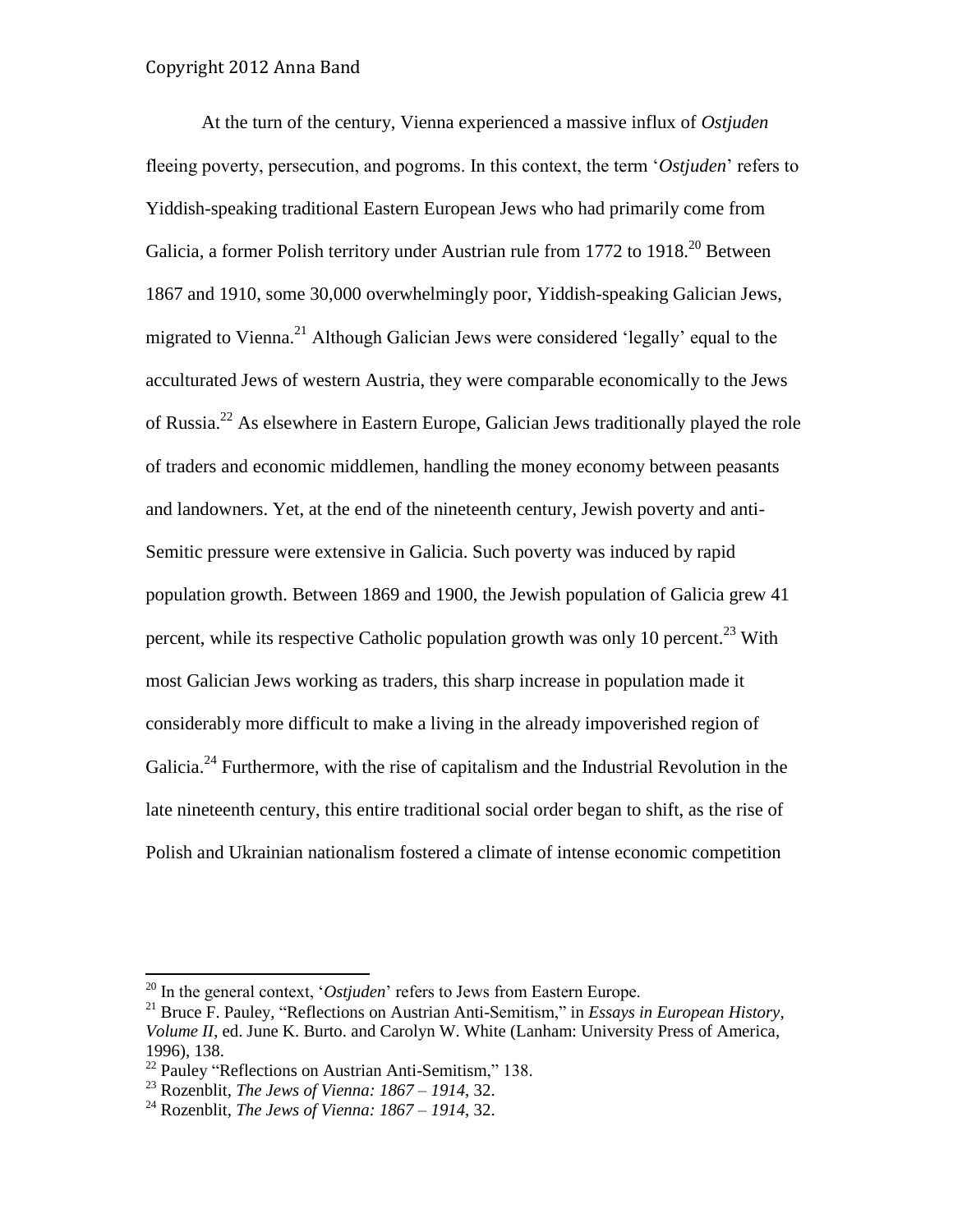At the turn of the century, Vienna experienced a massive influx of *Ostjuden* fleeing poverty, persecution, and pogroms. In this context, the term '*Ostjuden*' refers to Yiddish-speaking traditional Eastern European Jews who had primarily come from Galicia, a former Polish territory under Austrian rule from 1772 to 1918.[20] Between 1867 and 1910, some 30,000 overwhelmingly poor, Yiddish-speaking Galician Jews, migrated to Vienna.[21] Although Galician Jews were considered 'legally' equal to the acculturated Jews of western Austria, they were comparable economically to the Jews of Russia.[22] As elsewhere in Eastern Europe, Galician Jews traditionally played the role of traders and economic middlemen, handling the money economy between peasants and landowners. Yet, at the end of the nineteenth century, Jewish poverty and anti-Semitic pressure were extensive in Galicia. Such poverty was induced by rapid population growth. Between 1869 and 1900, the Jewish population of Galicia grew 41 percent, while its respective Catholic population growth was only 10 percent.[23] With most Galician Jews working as traders, this sharp increase in population made it considerably more difficult to make a living in the already impoverished region of Galicia.[24] Furthermore, with the rise of capitalism and the Industrial Revolution in the late nineteenth century, this entire traditional social order began to shift, as the rise of Polish and Ukrainian nationalism fostered a climate of intense economic competition

---

[20] In the general context, '*Ostjuden*' refers to Jews from Eastern Europe.

[21] Bruce F. Pauley, "Reflections on Austrian Anti-Semitism," in *Essays in European History, Volume II*, ed. June K. Burto. and Carolyn W. White (Lanham: University Press of America, 1996), 138.

[22] Pauley "Reflections on Austrian Anti-Semitism," 138.

[23] Rozenblit, *The Jews of Vienna: 1867 – 1914*, 32.

[24] Rozenblit, *The Jews of Vienna: 1867 – 1914*, 32.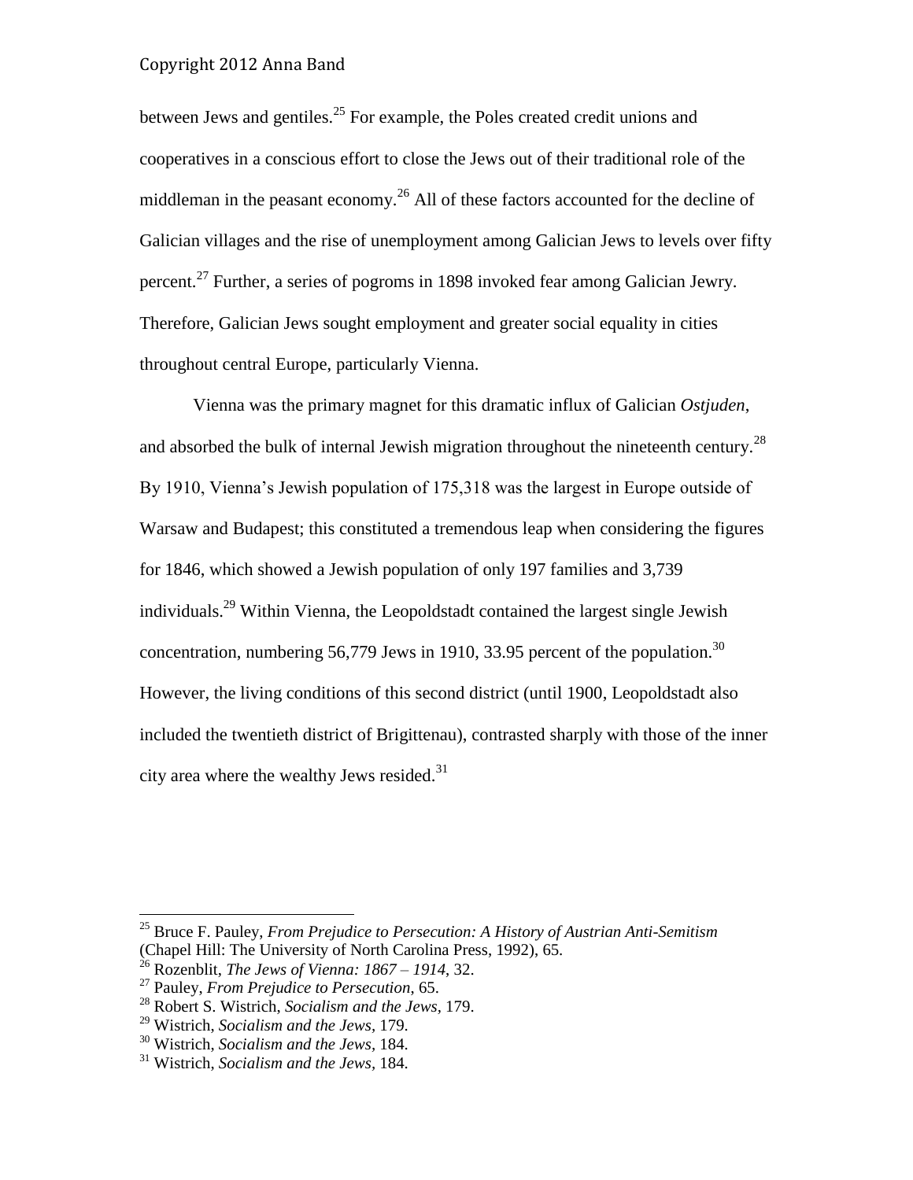between Jews and gentiles.[25] For example, the Poles created credit unions and cooperatives in a conscious effort to close the Jews out of their traditional role of the middleman in the peasant economy.[26] All of these factors accounted for the decline of Galician villages and the rise of unemployment among Galician Jews to levels over fifty percent.[27] Further, a series of pogroms in 1898 invoked fear among Galician Jewry. Therefore, Galician Jews sought employment and greater social equality in cities throughout central Europe, particularly Vienna.

Vienna was the primary magnet for this dramatic influx of Galician *Ostjuden*, and absorbed the bulk of internal Jewish migration throughout the nineteenth century.[28] By 1910, Vienna's Jewish population of 175,318 was the largest in Europe outside of Warsaw and Budapest; this constituted a tremendous leap when considering the figures for 1846, which showed a Jewish population of only 197 families and 3,739 individuals.[29] Within Vienna, the Leopoldstadt contained the largest single Jewish concentration, numbering 56,779 Jews in 1910, 33.95 percent of the population.[30] However, the living conditions of this second district (until 1900, Leopoldstadt also included the twentieth district of Brigittenau), contrasted sharply with those of the inner city area where the wealthy Jews resided.[31]

---

[25] Bruce F. Pauley, *From Prejudice to Persecution: A History of Austrian Anti-Semitism* (Chapel Hill: The University of North Carolina Press, 1992), 65.

[26] Rozenblit, *The Jews of Vienna: 1867 – 1914*, 32.

[27] Pauley, *From Prejudice to Persecution*, 65.

[28] Robert S. Wistrich, *Socialism and the Jews*, 179.

[29] Wistrich, *Socialism and the Jews*, 179.

[30] Wistrich, *Socialism and the Jews*, 184.

[31] Wistrich, *Socialism and the Jews*, 184.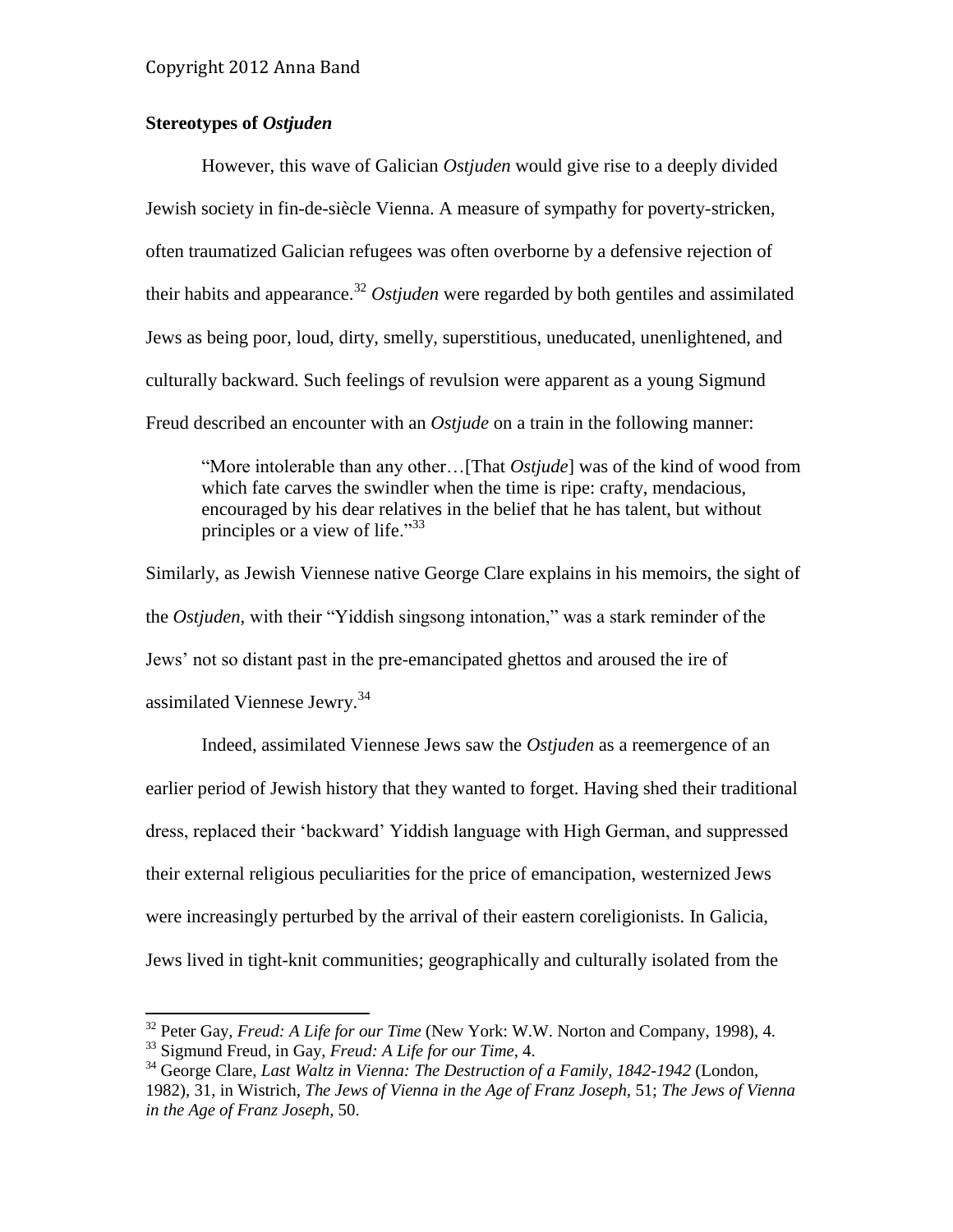## Stereotypes of *Ostjuden*

However, this wave of Galician *Ostjuden* would give rise to a deeply divided Jewish society in fin-de-siècle Vienna. A measure of sympathy for poverty-stricken, often traumatized Galician refugees was often overborne by a defensive rejection of their habits and appearance.[32] *Ostjuden* were regarded by both gentiles and assimilated Jews as being poor, loud, dirty, smelly, superstitious, uneducated, unenlightened, and culturally backward. Such feelings of revulsion were apparent as a young Sigmund Freud described an encounter with an *Ostjude* on a train in the following manner:

> "More intolerable than any other…[That *Ostjude*] was of the kind of wood from which fate carves the swindler when the time is ripe: crafty, mendacious, encouraged by his dear relatives in the belief that he has talent, but without principles or a view of life."[33]

Similarly, as Jewish Viennese native George Clare explains in his memoirs, the sight of the *Ostjuden*, with their "Yiddish singsong intonation," was a stark reminder of the Jews' not so distant past in the pre-emancipated ghettos and aroused the ire of assimilated Viennese Jewry.[34]

Indeed, assimilated Viennese Jews saw the *Ostjuden* as a reemergence of an earlier period of Jewish history that they wanted to forget. Having shed their traditional dress, replaced their 'backward' Yiddish language with High German, and suppressed their external religious peculiarities for the price of emancipation, westernized Jews were increasingly perturbed by the arrival of their eastern coreligionists. In Galicia, Jews lived in tight-knit communities; geographically and culturally isolated from the

---

[32] Peter Gay, *Freud: A Life for our Time* (New York: W.W. Norton and Company, 1998), 4.

[33] Sigmund Freud, in Gay, *Freud: A Life for our Time*, 4.

[34] George Clare, *Last Waltz in Vienna: The Destruction of a Family, 1842-1942* (London, 1982), 31, in Wistrich, *The Jews of Vienna in the Age of Franz Joseph*, 51; *The Jews of Vienna in the Age of Franz Joseph*, 50.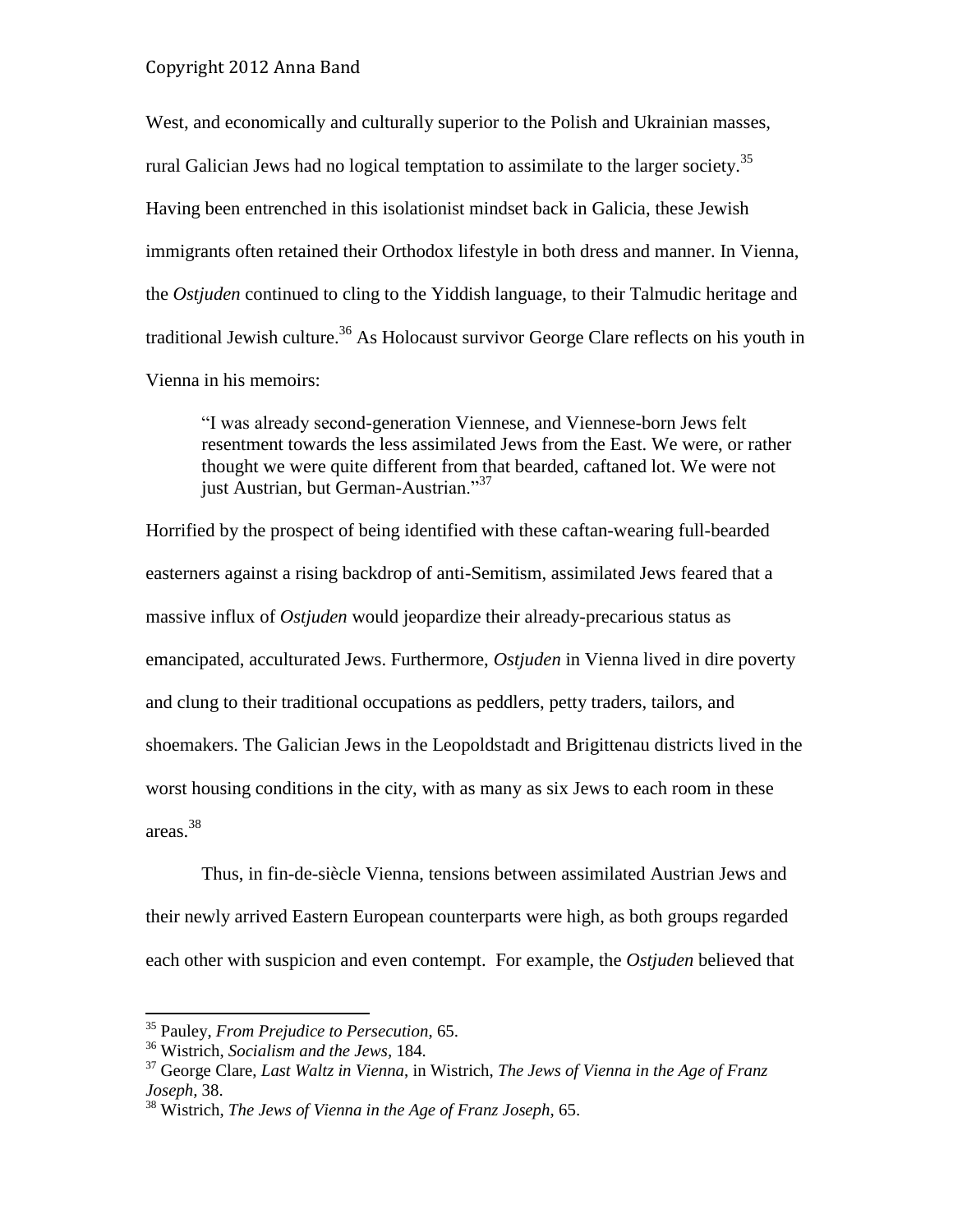West, and economically and culturally superior to the Polish and Ukrainian masses, rural Galician Jews had no logical temptation to assimilate to the larger society.[35] Having been entrenched in this isolationist mindset back in Galicia, these Jewish immigrants often retained their Orthodox lifestyle in both dress and manner. In Vienna, the *Ostjuden* continued to cling to the Yiddish language, to their Talmudic heritage and traditional Jewish culture.[36] As Holocaust survivor George Clare reflects on his youth in Vienna in his memoirs:

> "I was already second-generation Viennese, and Viennese-born Jews felt resentment towards the less assimilated Jews from the East. We were, or rather thought we were quite different from that bearded, caftaned lot. We were not just Austrian, but German-Austrian."[37]

Horrified by the prospect of being identified with these caftan-wearing full-bearded easterners against a rising backdrop of anti-Semitism, assimilated Jews feared that a massive influx of *Ostjuden* would jeopardize their already-precarious status as emancipated, acculturated Jews. Furthermore, *Ostjuden* in Vienna lived in dire poverty and clung to their traditional occupations as peddlers, petty traders, tailors, and shoemakers. The Galician Jews in the Leopoldstadt and Brigittenau districts lived in the worst housing conditions in the city, with as many as six Jews to each room in these areas.[38]

Thus, in fin-de-siècle Vienna, tensions between assimilated Austrian Jews and their newly arrived Eastern European counterparts were high, as both groups regarded each other with suspicion and even contempt. For example, the *Ostjuden* believed that

---

[35] Pauley, *From Prejudice to Persecution*, 65.

[36] Wistrich, *Socialism and the Jews*, 184.

[37] George Clare, *Last Waltz in Vienna*, in Wistrich, *The Jews of Vienna in the Age of Franz Joseph*, 38.

[38] Wistrich, *The Jews of Vienna in the Age of Franz Joseph*, 65.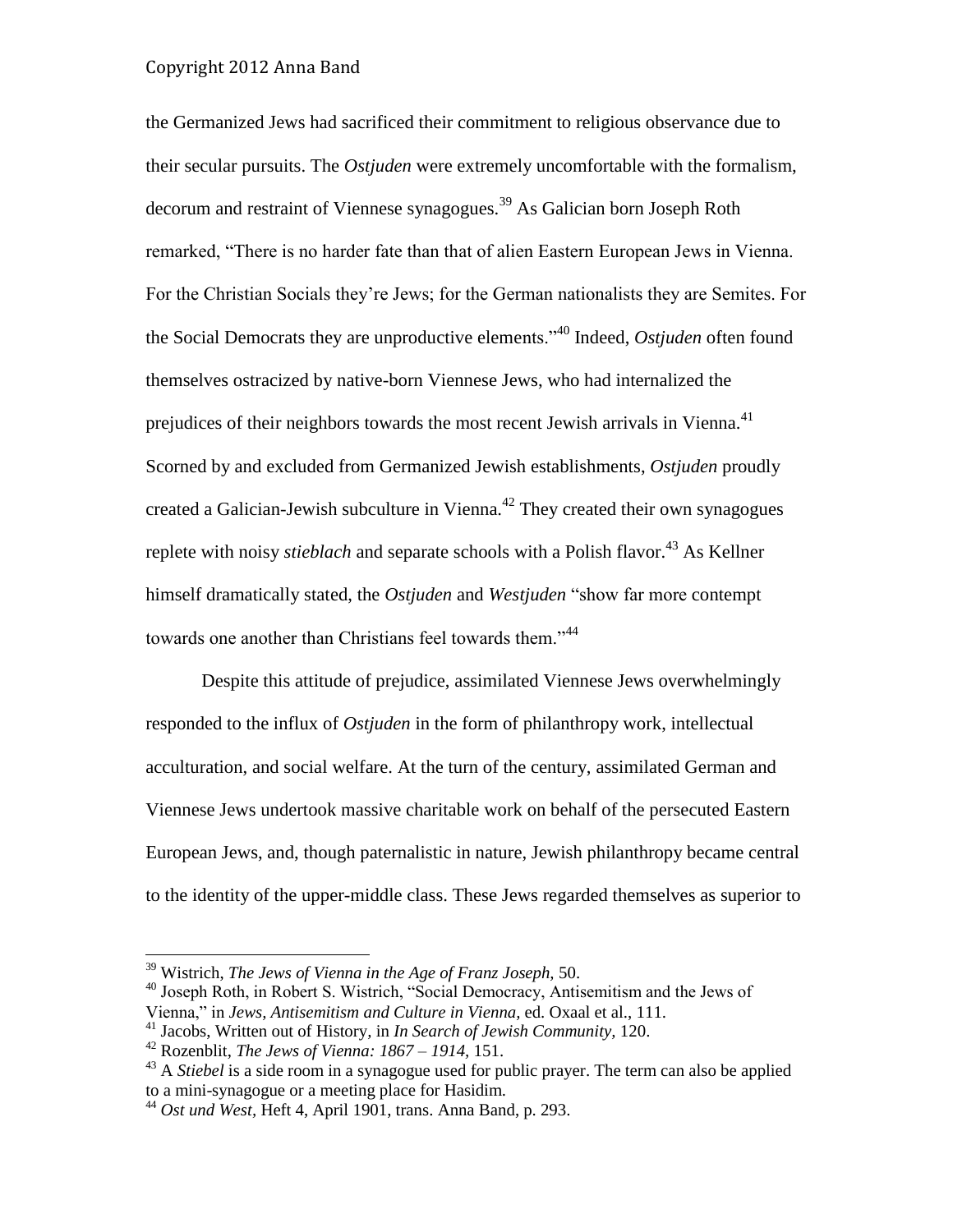the Germanized Jews had sacrificed their commitment to religious observance due to their secular pursuits. The *Ostjuden* were extremely uncomfortable with the formalism, decorum and restraint of Viennese synagogues.[39] As Galician born Joseph Roth remarked, "There is no harder fate than that of alien Eastern European Jews in Vienna. For the Christian Socials they're Jews; for the German nationalists they are Semites. For the Social Democrats they are unproductive elements."[40] Indeed, *Ostjuden* often found themselves ostracized by native-born Viennese Jews, who had internalized the prejudices of their neighbors towards the most recent Jewish arrivals in Vienna.[41] Scorned by and excluded from Germanized Jewish establishments, *Ostjuden* proudly created a Galician-Jewish subculture in Vienna.[42] They created their own synagogues replete with noisy *stieblach* and separate schools with a Polish flavor.[43] As Kellner himself dramatically stated, the *Ostjuden* and *Westjuden* "show far more contempt towards one another than Christians feel towards them."[44]

Despite this attitude of prejudice, assimilated Viennese Jews overwhelmingly responded to the influx of *Ostjuden* in the form of philanthropy work, intellectual acculturation, and social welfare. At the turn of the century, assimilated German and Viennese Jews undertook massive charitable work on behalf of the persecuted Eastern European Jews, and, though paternalistic in nature, Jewish philanthropy became central to the identity of the upper-middle class. These Jews regarded themselves as superior to

---

[39] Wistrich, *The Jews of Vienna in the Age of Franz Joseph,* 50.

[40] Joseph Roth, in Robert S. Wistrich, "Social Democracy, Antisemitism and the Jews of Vienna," in *Jews, Antisemitism and Culture in Vienna,* ed. Oxaal et al., 111.

[41] Jacobs, Written out of History, in *In Search of Jewish Community,* 120.

[42] Rozenblit, *The Jews of Vienna: 1867 – 1914,* 151.

[43] A *Stiebel* is a side room in a synagogue used for public prayer. The term can also be applied to a mini-synagogue or a meeting place for Hasidim.

[44] *Ost und West,* Heft 4, April 1901, trans. Anna Band, p. 293.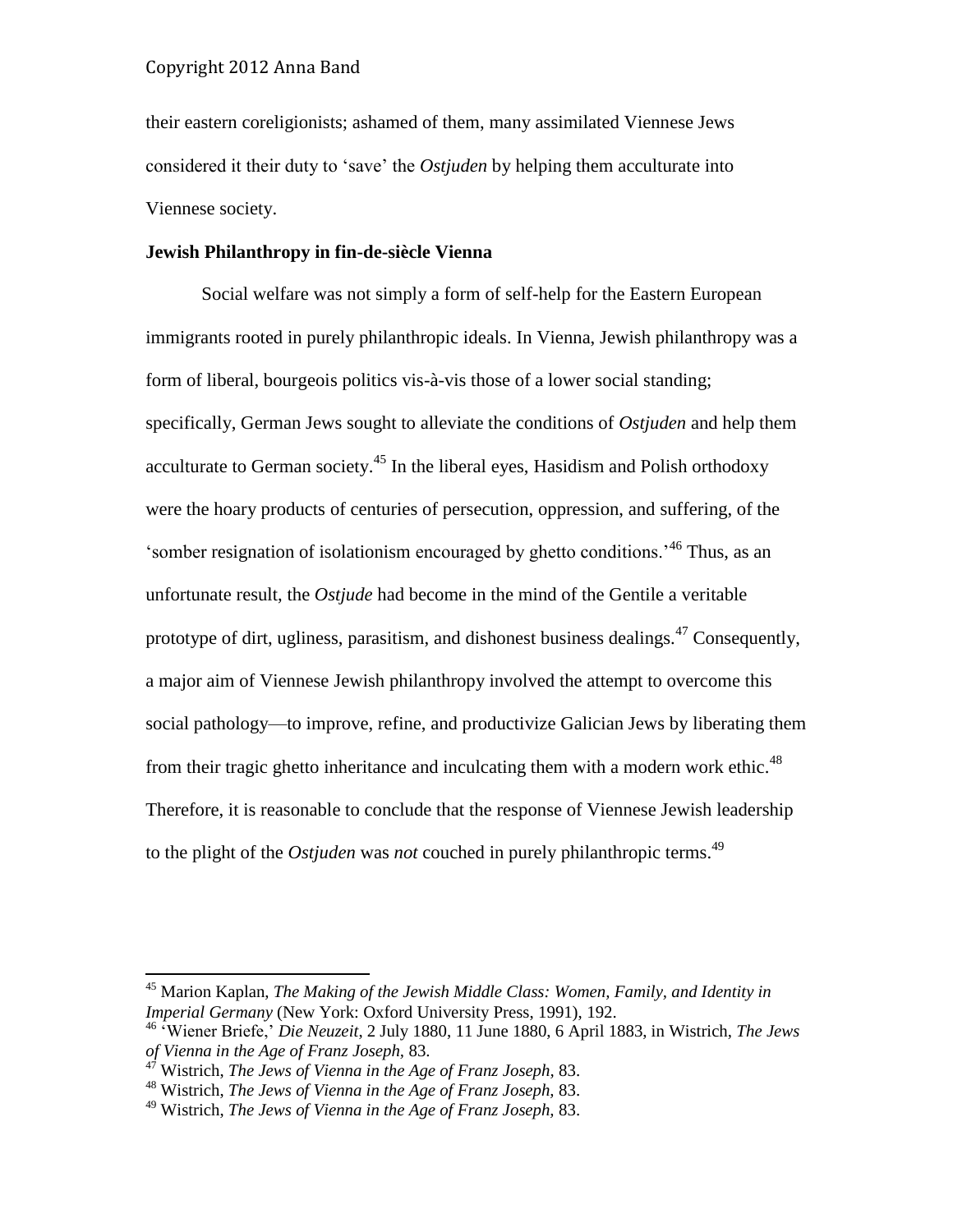their eastern coreligionists; ashamed of them, many assimilated Viennese Jews considered it their duty to 'save' the *Ostjuden* by helping them acculturate into Viennese society.

**Jewish Philanthropy in fin-de-siècle Vienna**

Social welfare was not simply a form of self-help for the Eastern European immigrants rooted in purely philanthropic ideals. In Vienna, Jewish philanthropy was a form of liberal, bourgeois politics vis-à-vis those of a lower social standing; specifically, German Jews sought to alleviate the conditions of *Ostjuden* and help them acculturate to German society.[45] In the liberal eyes, Hasidism and Polish orthodoxy were the hoary products of centuries of persecution, oppression, and suffering, of the 'somber resignation of isolationism encouraged by ghetto conditions.'[46] Thus, as an unfortunate result, the *Ostjude* had become in the mind of the Gentile a veritable prototype of dirt, ugliness, parasitism, and dishonest business dealings.[47] Consequently, a major aim of Viennese Jewish philanthropy involved the attempt to overcome this social pathology—to improve, refine, and productivize Galician Jews by liberating them from their tragic ghetto inheritance and inculcating them with a modern work ethic.[48] Therefore, it is reasonable to conclude that the response of Viennese Jewish leadership to the plight of the *Ostjuden* was *not* couched in purely philanthropic terms.[49]

---

[45] Marion Kaplan, *The Making of the Jewish Middle Class: Women, Family, and Identity in Imperial Germany* (New York: Oxford University Press, 1991), 192.

[46] 'Wiener Briefe,' *Die Neuzeit*, 2 July 1880, 11 June 1880, 6 April 1883, in Wistrich, *The Jews of Vienna in the Age of Franz Joseph*, 83.

[47] Wistrich, *The Jews of Vienna in the Age of Franz Joseph*, 83.

[48] Wistrich, *The Jews of Vienna in the Age of Franz Joseph*, 83.

[49] Wistrich, *The Jews of Vienna in the Age of Franz Joseph*, 83.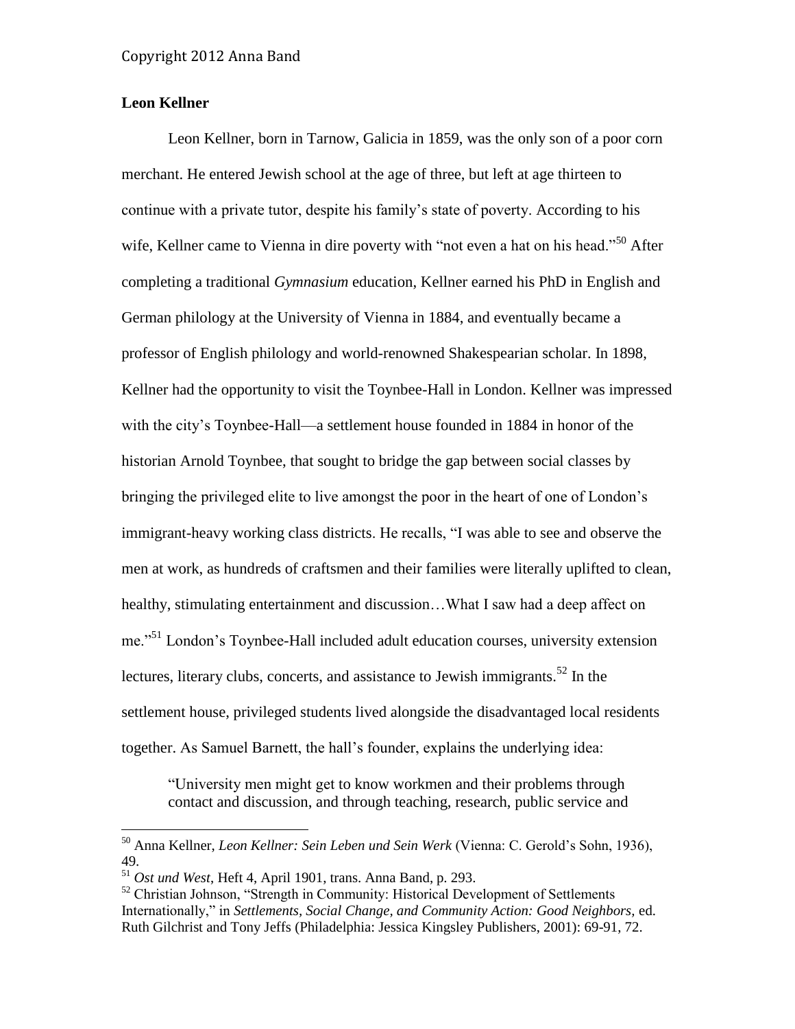**Leon Kellner**

Leon Kellner, born in Tarnow, Galicia in 1859, was the only son of a poor corn merchant. He entered Jewish school at the age of three, but left at age thirteen to continue with a private tutor, despite his family's state of poverty. According to his wife, Kellner came to Vienna in dire poverty with "not even a hat on his head."[50] After completing a traditional *Gymnasium* education, Kellner earned his PhD in English and German philology at the University of Vienna in 1884, and eventually became a professor of English philology and world-renowned Shakespearian scholar. In 1898, Kellner had the opportunity to visit the Toynbee-Hall in London. Kellner was impressed with the city's Toynbee-Hall—a settlement house founded in 1884 in honor of the historian Arnold Toynbee, that sought to bridge the gap between social classes by bringing the privileged elite to live amongst the poor in the heart of one of London's immigrant-heavy working class districts. He recalls, "I was able to see and observe the men at work, as hundreds of craftsmen and their families were literally uplifted to clean, healthy, stimulating entertainment and discussion…What I saw had a deep affect on me."[51] London's Toynbee-Hall included adult education courses, university extension lectures, literary clubs, concerts, and assistance to Jewish immigrants.[52] In the settlement house, privileged students lived alongside the disadvantaged local residents together. As Samuel Barnett, the hall's founder, explains the underlying idea:

> "University men might get to know workmen and their problems through contact and discussion, and through teaching, research, public service and

---

[50] Anna Kellner, *Leon Kellner: Sein Leben und Sein Werk* (Vienna: C. Gerold's Sohn, 1936), 49.

[51] *Ost und West*, Heft 4, April 1901, trans. Anna Band, p. 293.

[52] Christian Johnson, "Strength in Community: Historical Development of Settlements Internationally," in *Settlements, Social Change, and Community Action: Good Neighbors,* ed. Ruth Gilchrist and Tony Jeffs (Philadelphia: Jessica Kingsley Publishers, 2001): 69-91, 72.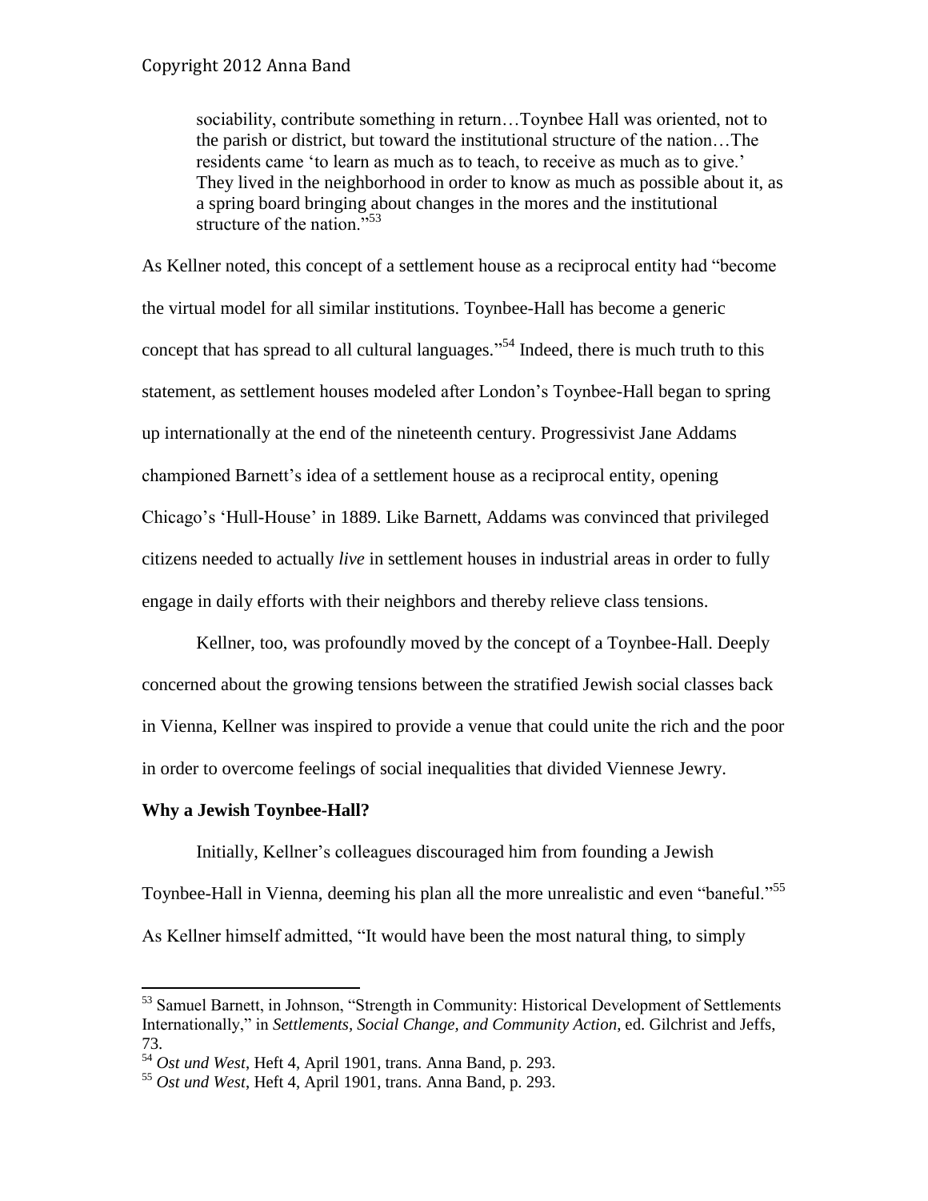> sociability, contribute something in return…Toynbee Hall was oriented, not to the parish or district, but toward the institutional structure of the nation…The residents came 'to learn as much as to teach, to receive as much as to give.' They lived in the neighborhood in order to know as much as possible about it, as a spring board bringing about changes in the mores and the institutional structure of the nation."[53]

As Kellner noted, this concept of a settlement house as a reciprocal entity had "become the virtual model for all similar institutions. Toynbee-Hall has become a generic concept that has spread to all cultural languages."[54] Indeed, there is much truth to this statement, as settlement houses modeled after London's Toynbee-Hall began to spring up internationally at the end of the nineteenth century. Progressivist Jane Addams championed Barnett's idea of a settlement house as a reciprocal entity, opening Chicago's 'Hull-House' in 1889. Like Barnett, Addams was convinced that privileged citizens needed to actually *live* in settlement houses in industrial areas in order to fully engage in daily efforts with their neighbors and thereby relieve class tensions.

Kellner, too, was profoundly moved by the concept of a Toynbee-Hall. Deeply concerned about the growing tensions between the stratified Jewish social classes back in Vienna, Kellner was inspired to provide a venue that could unite the rich and the poor in order to overcome feelings of social inequalities that divided Viennese Jewry.

### Why a Jewish Toynbee-Hall?

Initially, Kellner's colleagues discouraged him from founding a Jewish Toynbee-Hall in Vienna, deeming his plan all the more unrealistic and even "baneful."[55] As Kellner himself admitted, "It would have been the most natural thing, to simply

---

[53] Samuel Barnett, in Johnson, "Strength in Community: Historical Development of Settlements Internationally," in *Settlements, Social Change, and Community Action*, ed. Gilchrist and Jeffs, 73.

[54] *Ost und West*, Heft 4, April 1901, trans. Anna Band, p. 293.

[55] *Ost und West*, Heft 4, April 1901, trans. Anna Band, p. 293.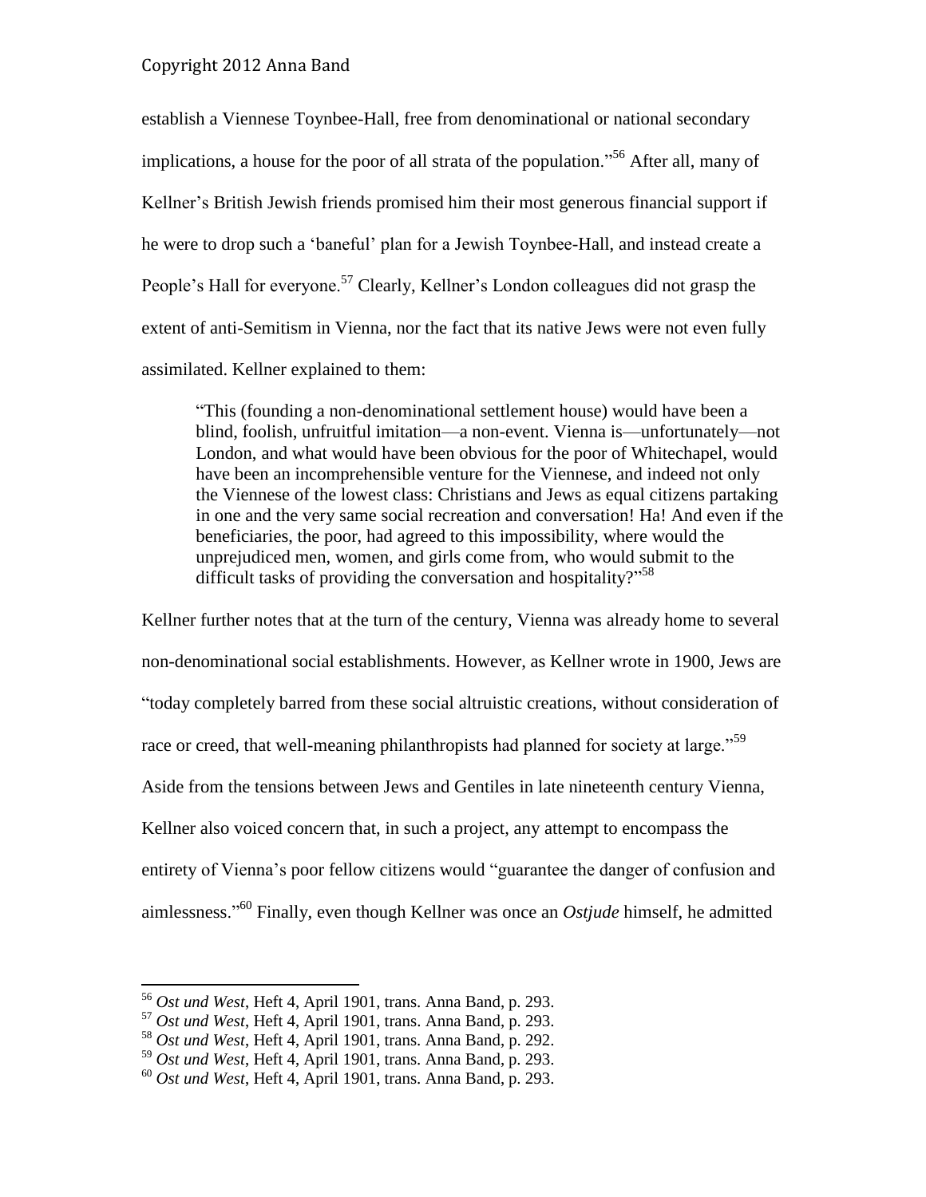establish a Viennese Toynbee-Hall, free from denominational or national secondary implications, a house for the poor of all strata of the population."[56] After all, many of Kellner's British Jewish friends promised him their most generous financial support if he were to drop such a 'baneful' plan for a Jewish Toynbee-Hall, and instead create a People's Hall for everyone.[57] Clearly, Kellner's London colleagues did not grasp the extent of anti-Semitism in Vienna, nor the fact that its native Jews were not even fully assimilated. Kellner explained to them:

> "This (founding a non-denominational settlement house) would have been a blind, foolish, unfruitful imitation—a non-event. Vienna is—unfortunately—not London, and what would have been obvious for the poor of Whitechapel, would have been an incomprehensible venture for the Viennese, and indeed not only the Viennese of the lowest class: Christians and Jews as equal citizens partaking in one and the very same social recreation and conversation! Ha! And even if the beneficiaries, the poor, had agreed to this impossibility, where would the unprejudiced men, women, and girls come from, who would submit to the difficult tasks of providing the conversation and hospitality?"[58]

Kellner further notes that at the turn of the century, Vienna was already home to several non-denominational social establishments. However, as Kellner wrote in 1900, Jews are "today completely barred from these social altruistic creations, without consideration of race or creed, that well-meaning philanthropists had planned for society at large."[59] Aside from the tensions between Jews and Gentiles in late nineteenth century Vienna, Kellner also voiced concern that, in such a project, any attempt to encompass the entirety of Vienna's poor fellow citizens would "guarantee the danger of confusion and aimlessness."[60] Finally, even though Kellner was once an *Ostjude* himself, he admitted

---

[56] *Ost und West*, Heft 4, April 1901, trans. Anna Band, p. 293.

[57] *Ost und West*, Heft 4, April 1901, trans. Anna Band, p. 293.

[58] *Ost und West*, Heft 4, April 1901, trans. Anna Band, p. 292.

[59] *Ost und West*, Heft 4, April 1901, trans. Anna Band, p. 293.

[60] *Ost und West*, Heft 4, April 1901, trans. Anna Band, p. 293.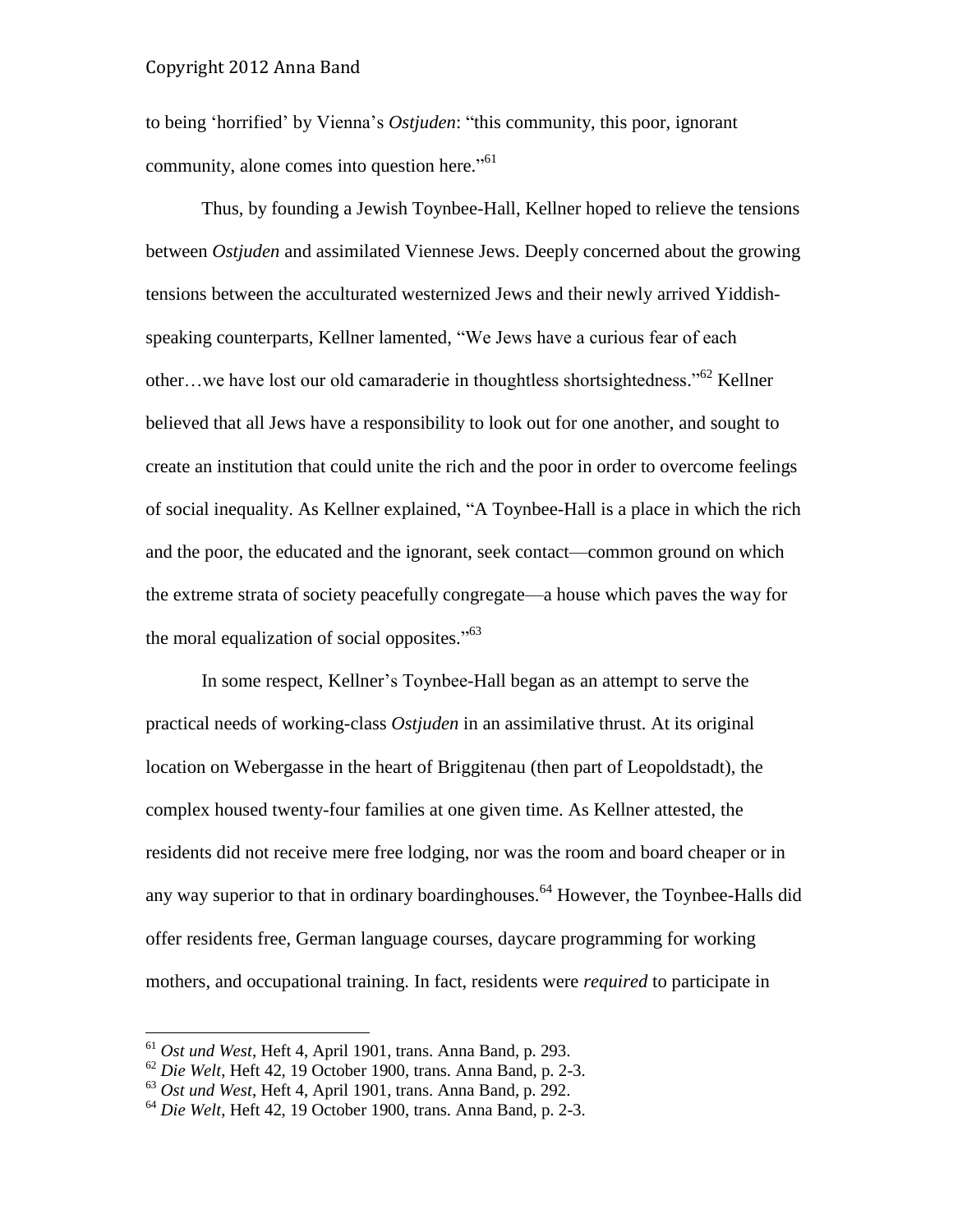to being 'horrified' by Vienna's *Ostjuden*: "this community, this poor, ignorant community, alone comes into question here."[61]

Thus, by founding a Jewish Toynbee-Hall, Kellner hoped to relieve the tensions between *Ostjuden* and assimilated Viennese Jews. Deeply concerned about the growing tensions between the acculturated westernized Jews and their newly arrived Yiddish-speaking counterparts, Kellner lamented, "We Jews have a curious fear of each other…we have lost our old camaraderie in thoughtless shortsightedness."[62] Kellner believed that all Jews have a responsibility to look out for one another, and sought to create an institution that could unite the rich and the poor in order to overcome feelings of social inequality. As Kellner explained, "A Toynbee-Hall is a place in which the rich and the poor, the educated and the ignorant, seek contact—common ground on which the extreme strata of society peacefully congregate—a house which paves the way for the moral equalization of social opposites."[63]

In some respect, Kellner's Toynbee-Hall began as an attempt to serve the practical needs of working-class *Ostjuden* in an assimilative thrust. At its original location on Webergasse in the heart of Briggitenau (then part of Leopoldstadt), the complex housed twenty-four families at one given time. As Kellner attested, the residents did not receive mere free lodging, nor was the room and board cheaper or in any way superior to that in ordinary boardinghouses.[64] However, the Toynbee-Halls did offer residents free, German language courses, daycare programming for working mothers, and occupational training. In fact, residents were *required* to participate in

---

[61] *Ost und West*, Heft 4, April 1901, trans. Anna Band, p. 293.

[62] *Die Welt*, Heft 42, 19 October 1900, trans. Anna Band, p. 2-3.

[63] *Ost und West*, Heft 4, April 1901, trans. Anna Band, p. 292.

[64] *Die Welt*, Heft 42, 19 October 1900, trans. Anna Band, p. 2-3.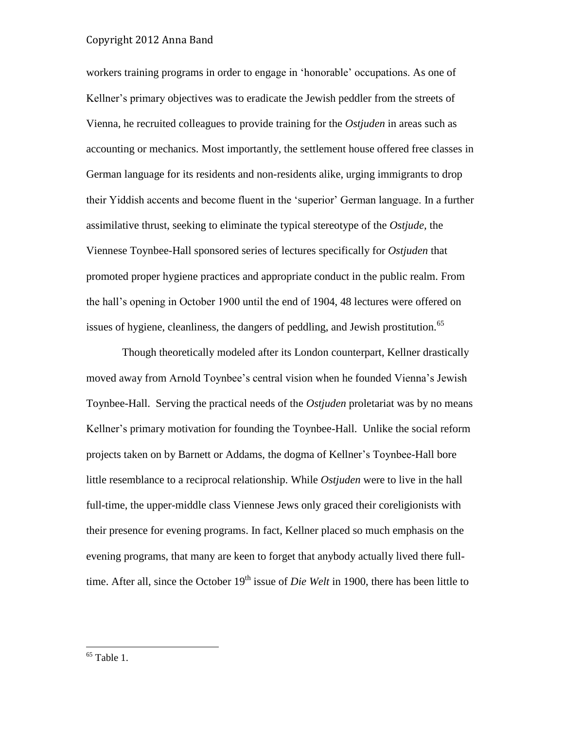workers training programs in order to engage in 'honorable' occupations. As one of Kellner's primary objectives was to eradicate the Jewish peddler from the streets of Vienna, he recruited colleagues to provide training for the *Ostjuden* in areas such as accounting or mechanics. Most importantly, the settlement house offered free classes in German language for its residents and non-residents alike, urging immigrants to drop their Yiddish accents and become fluent in the 'superior' German language. In a further assimilative thrust, seeking to eliminate the typical stereotype of the *Ostjude,* the Viennese Toynbee-Hall sponsored series of lectures specifically for *Ostjuden* that promoted proper hygiene practices and appropriate conduct in the public realm. From the hall's opening in October 1900 until the end of 1904, 48 lectures were offered on issues of hygiene, cleanliness, the dangers of peddling, and Jewish prostitution.[65]

Though theoretically modeled after its London counterpart, Kellner drastically moved away from Arnold Toynbee's central vision when he founded Vienna's Jewish Toynbee-Hall. Serving the practical needs of the *Ostjuden* proletariat was by no means Kellner's primary motivation for founding the Toynbee-Hall. Unlike the social reform projects taken on by Barnett or Addams, the dogma of Kellner's Toynbee-Hall bore little resemblance to a reciprocal relationship. While *Ostjuden* were to live in the hall full-time, the upper-middle class Viennese Jews only graced their coreligionists with their presence for evening programs. In fact, Kellner placed so much emphasis on the evening programs, that many are keen to forget that anybody actually lived there full-time. After all, since the October 19th issue of *Die Welt* in 1900, there has been little to

---

[65] Table 1.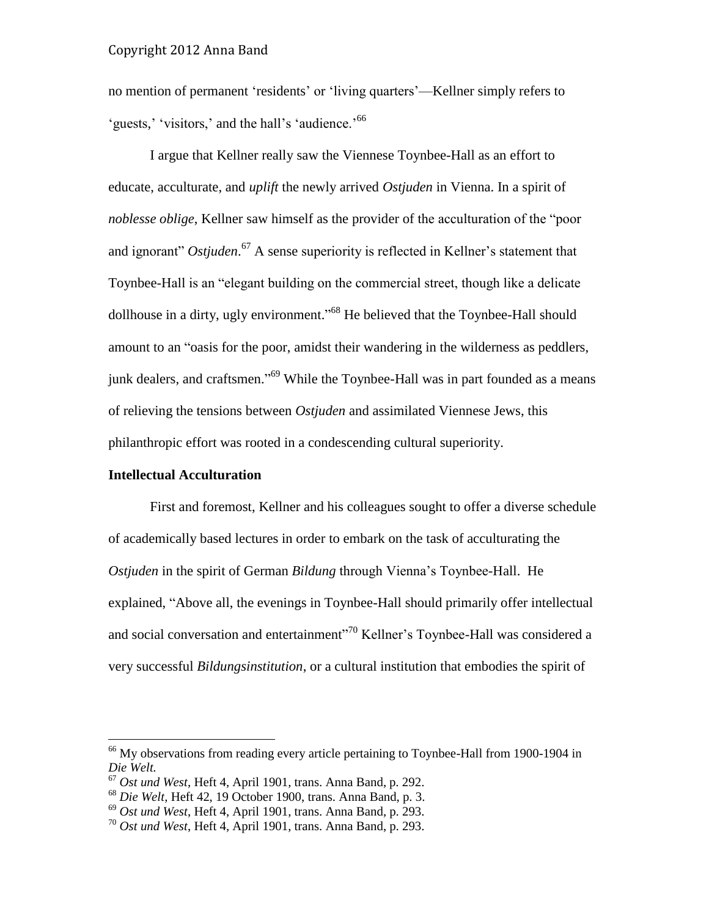no mention of permanent 'residents' or 'living quarters'—Kellner simply refers to 'guests,' 'visitors,' and the hall's 'audience.'[66]

I argue that Kellner really saw the Viennese Toynbee-Hall as an effort to educate, acculturate, and *uplift* the newly arrived *Ostjuden* in Vienna. In a spirit of *noblesse oblige*, Kellner saw himself as the provider of the acculturation of the "poor and ignorant" *Ostjuden*.[67] A sense superiority is reflected in Kellner's statement that Toynbee-Hall is an "elegant building on the commercial street, though like a delicate dollhouse in a dirty, ugly environment."[68] He believed that the Toynbee-Hall should amount to an "oasis for the poor, amidst their wandering in the wilderness as peddlers, junk dealers, and craftsmen."[69] While the Toynbee-Hall was in part founded as a means of relieving the tensions between *Ostjuden* and assimilated Viennese Jews, this philanthropic effort was rooted in a condescending cultural superiority.

**Intellectual Acculturation**

First and foremost, Kellner and his colleagues sought to offer a diverse schedule of academically based lectures in order to embark on the task of acculturating the *Ostjuden* in the spirit of German *Bildung* through Vienna's Toynbee-Hall. He explained, "Above all, the evenings in Toynbee-Hall should primarily offer intellectual and social conversation and entertainment"[70] Kellner's Toynbee-Hall was considered a very successful *Bildungsinstitution*, or a cultural institution that embodies the spirit of

---

[66] My observations from reading every article pertaining to Toynbee-Hall from 1900-1904 in *Die Welt.*

[67] *Ost und West*, Heft 4, April 1901, trans. Anna Band, p. 292.

[68] *Die Welt*, Heft 42, 19 October 1900, trans. Anna Band, p. 3.

[69] *Ost und West*, Heft 4, April 1901, trans. Anna Band, p. 293.

[70] *Ost und West*, Heft 4, April 1901, trans. Anna Band, p. 293.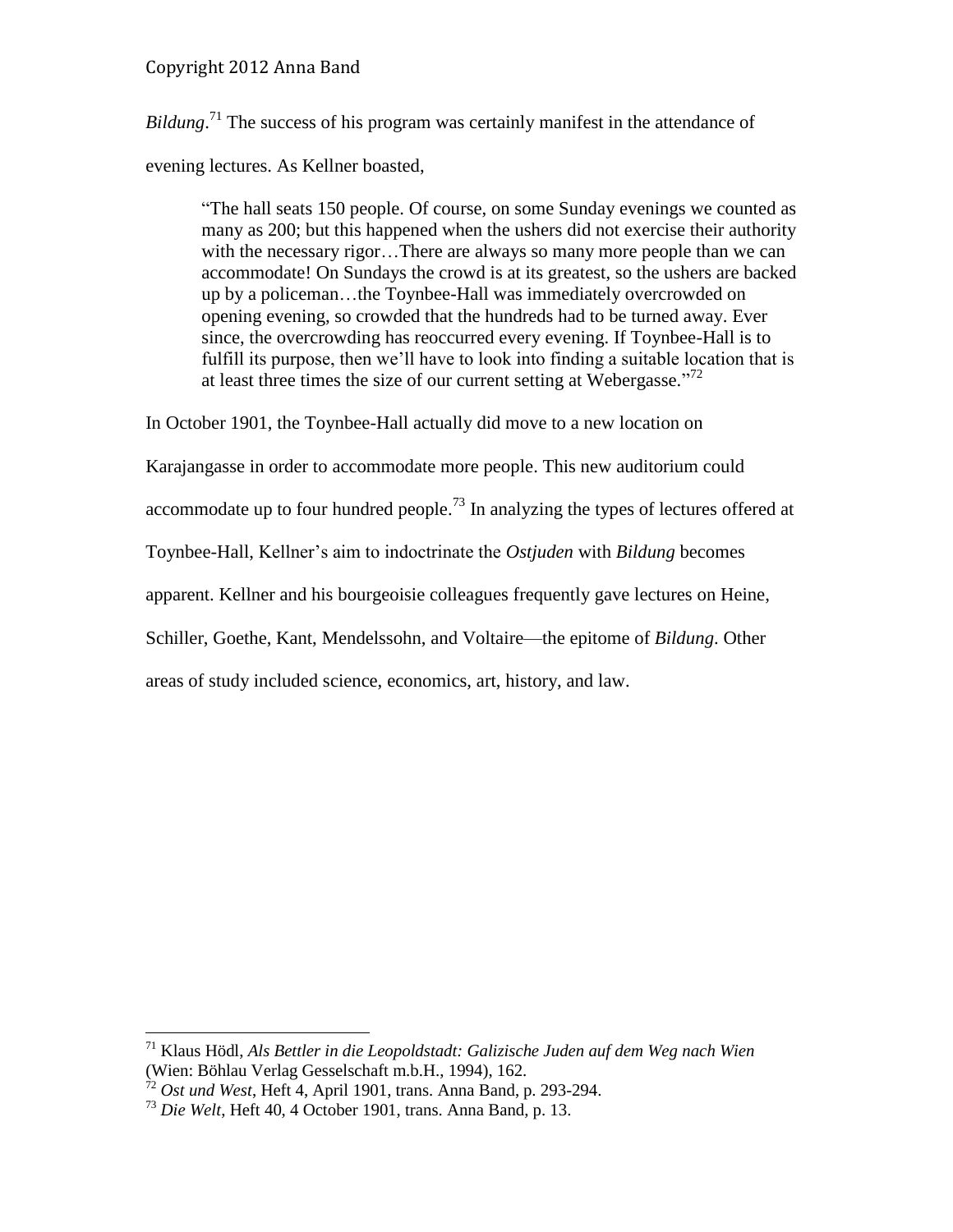*Bildung*.[71] The success of his program was certainly manifest in the attendance of evening lectures. As Kellner boasted,

> "The hall seats 150 people. Of course, on some Sunday evenings we counted as many as 200; but this happened when the ushers did not exercise their authority with the necessary rigor…There are always so many more people than we can accommodate! On Sundays the crowd is at its greatest, so the ushers are backed up by a policeman…the Toynbee-Hall was immediately overcrowded on opening evening, so crowded that the hundreds had to be turned away. Ever since, the overcrowding has reoccurred every evening. If Toynbee-Hall is to fulfill its purpose, then we'll have to look into finding a suitable location that is at least three times the size of our current setting at Webergasse."[72]

In October 1901, the Toynbee-Hall actually did move to a new location on Karajangasse in order to accommodate more people. This new auditorium could accommodate up to four hundred people.[73] In analyzing the types of lectures offered at Toynbee-Hall, Kellner's aim to indoctrinate the *Ostjuden* with *Bildung* becomes apparent. Kellner and his bourgeoisie colleagues frequently gave lectures on Heine, Schiller, Goethe, Kant, Mendelssohn, and Voltaire—the epitome of *Bildung*. Other areas of study included science, economics, art, history, and law.

---

[71] Klaus Hödl, *Als Bettler in die Leopoldstadt: Galizische Juden auf dem Weg nach Wien* (Wien: Böhlau Verlag Gesselschaft m.b.H., 1994), 162.

[72] *Ost und West*, Heft 4, April 1901, trans. Anna Band, p. 293-294.

[73] *Die Welt*, Heft 40, 4 October 1901, trans. Anna Band, p. 13.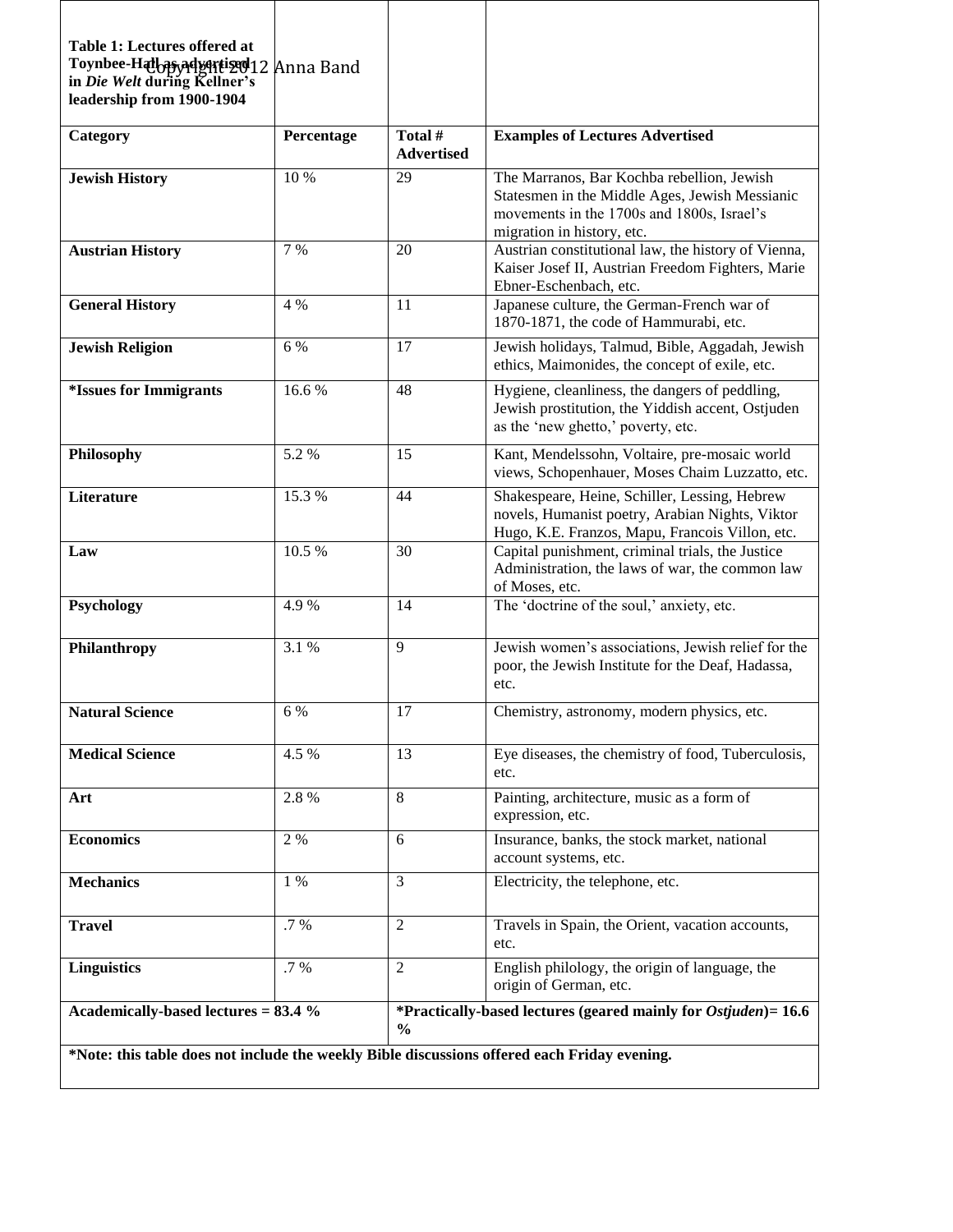**Table 1: Lectures offered at Toynbee-Hall as advertised in *Die Welt* during Kellner's leadership from 1900-1904**

| Category | Percentage | Total # Advertised | Examples of Lectures Advertised |
|---|---|---|---|
| **Jewish History** | 10 % | 29 | The Marranos, Bar Kochba rebellion, Jewish Statesmen in the Middle Ages, Jewish Messianic movements in the 1700s and 1800s, Israel's migration in history, etc. |
| **Austrian History** | 7 % | 20 | Austrian constitutional law, the history of Vienna, Kaiser Josef II, Austrian Freedom Fighters, Marie Ebner-Eschenbach, etc. |
| **General History** | 4 % | 11 | Japanese culture, the German-French war of 1870-1871, the code of Hammurabi, etc. |
| **Jewish Religion** | 6 % | 17 | Jewish holidays, Talmud, Bible, Aggadah, Jewish ethics, Maimonides, the concept of exile, etc. |
| **\*Issues for Immigrants** | 16.6 % | 48 | Hygiene, cleanliness, the dangers of peddling, Jewish prostitution, the Yiddish accent, Ostjuden as the 'new ghetto,' poverty, etc. |
| **Philosophy** | 5.2 % | 15 | Kant, Mendelssohn, Voltaire, pre-mosaic world views, Schopenhauer, Moses Chaim Luzzatto, etc. |
| **Literature** | 15.3 % | 44 | Shakespeare, Heine, Schiller, Lessing, Hebrew novels, Humanist poetry, Arabian Nights, Viktor Hugo, K.E. Franzos, Mapu, Francois Villon, etc. |
| **Law** | 10.5 % | 30 | Capital punishment, criminal trials, the Justice Administration, the laws of war, the common law of Moses, etc. |
| **Psychology** | 4.9 % | 14 | The 'doctrine of the soul,' anxiety, etc. |
| **Philanthropy** | 3.1 % | 9 | Jewish women's associations, Jewish relief for the poor, the Jewish Institute for the Deaf, Hadassa, etc. |
| **Natural Science** | 6 % | 17 | Chemistry, astronomy, modern physics, etc. |
| **Medical Science** | 4.5 % | 13 | Eye diseases, the chemistry of food, Tuberculosis, etc. |
| **Art** | 2.8 % | 8 | Painting, architecture, music as a form of expression, etc. |
| **Economics** | 2 % | 6 | Insurance, banks, the stock market, national account systems, etc. |
| **Mechanics** | 1 % | 3 | Electricity, the telephone, etc. |
| **Travel** | .7 % | 2 | Travels in Spain, the Orient, vacation accounts, etc. |
| **Linguistics** | .7 % | 2 | English philology, the origin of language, the origin of German, etc. |
| **Academically-based lectures = 83.4 %** | | **\*Practically-based lectures (geared mainly for *Ostjuden*)= 16.6 %** | |

**\*Note: this table does not include the weekly Bible discussions offered each Friday evening.**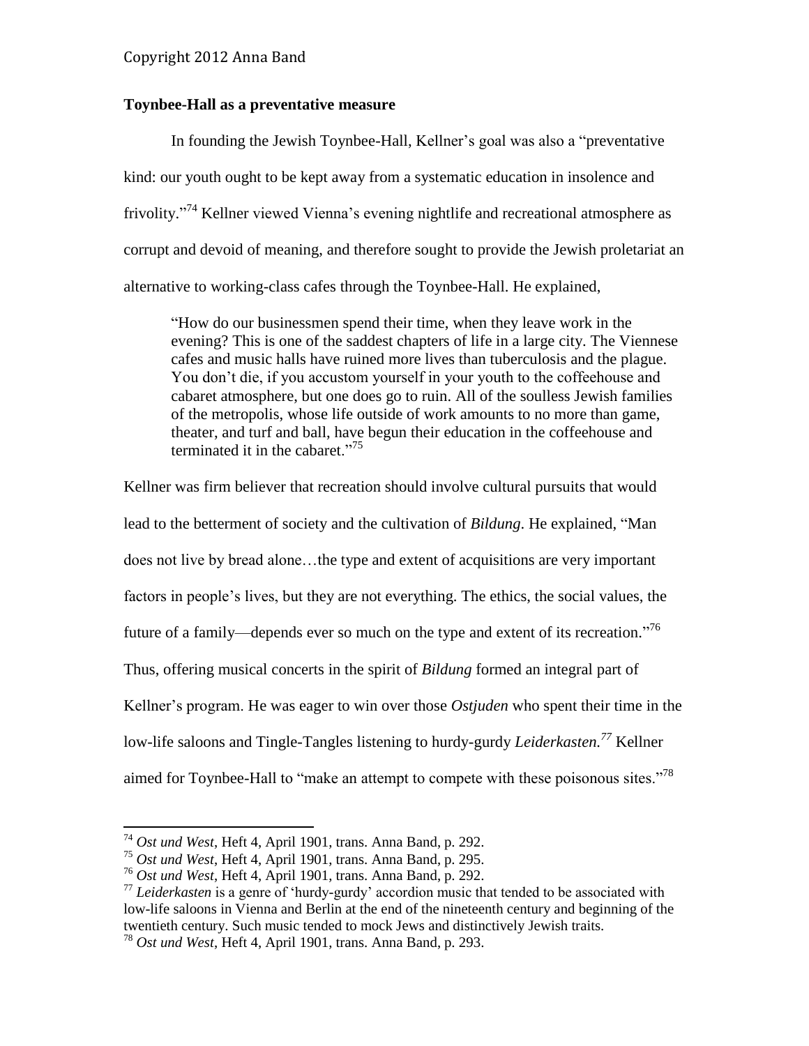**Toynbee-Hall as a preventative measure**

In founding the Jewish Toynbee-Hall, Kellner's goal was also a "preventative kind: our youth ought to be kept away from a systematic education in insolence and frivolity."[74] Kellner viewed Vienna's evening nightlife and recreational atmosphere as corrupt and devoid of meaning, and therefore sought to provide the Jewish proletariat an alternative to working-class cafes through the Toynbee-Hall. He explained,

> "How do our businessmen spend their time, when they leave work in the evening? This is one of the saddest chapters of life in a large city. The Viennese cafes and music halls have ruined more lives than tuberculosis and the plague. You don't die, if you accustom yourself in your youth to the coffeehouse and cabaret atmosphere, but one does go to ruin. All of the soulless Jewish families of the metropolis, whose life outside of work amounts to no more than game, theater, and turf and ball, have begun their education in the coffeehouse and terminated it in the cabaret."[75]

Kellner was firm believer that recreation should involve cultural pursuits that would lead to the betterment of society and the cultivation of *Bildung*. He explained, "Man does not live by bread alone…the type and extent of acquisitions are very important factors in people's lives, but they are not everything. The ethics, the social values, the future of a family—depends ever so much on the type and extent of its recreation."[76] Thus, offering musical concerts in the spirit of *Bildung* formed an integral part of Kellner's program. He was eager to win over those *Ostjuden* who spent their time in the low-life saloons and Tingle-Tangles listening to hurdy-gurdy *Leiderkasten.*[77] Kellner aimed for Toynbee-Hall to "make an attempt to compete with these poisonous sites."[78]

---

[74] *Ost und West*, Heft 4, April 1901, trans. Anna Band, p. 292.

[75] *Ost und West*, Heft 4, April 1901, trans. Anna Band, p. 295.

[76] *Ost und West*, Heft 4, April 1901, trans. Anna Band, p. 292.

[77] *Leiderkasten* is a genre of 'hurdy-gurdy' accordion music that tended to be associated with low-life saloons in Vienna and Berlin at the end of the nineteenth century and beginning of the twentieth century. Such music tended to mock Jews and distinctively Jewish traits.

[78] *Ost und West*, Heft 4, April 1901, trans. Anna Band, p. 293.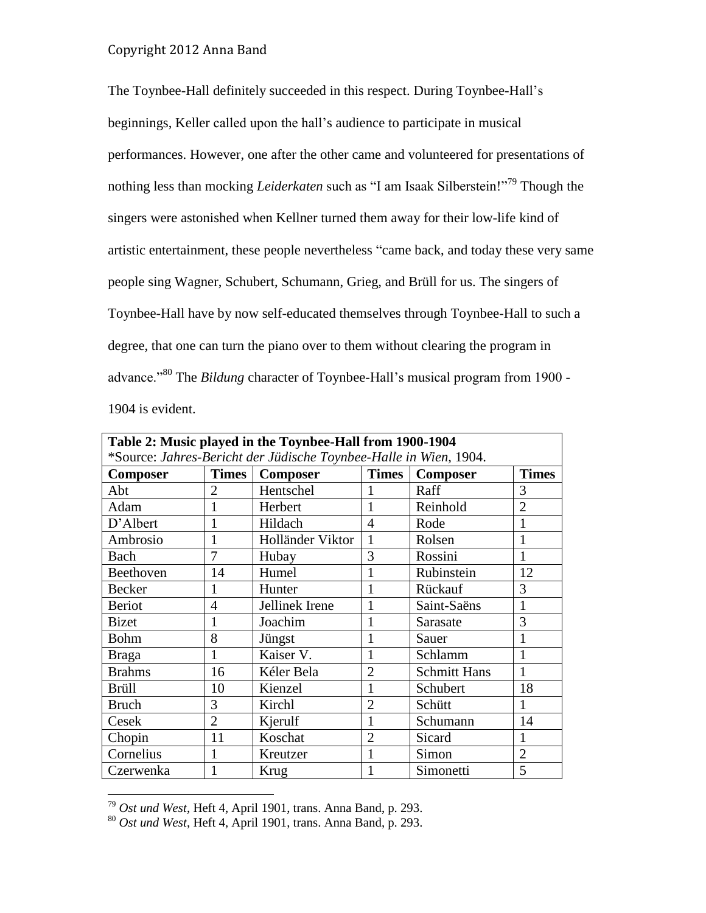The Toynbee-Hall definitely succeeded in this respect. During Toynbee-Hall's beginnings, Keller called upon the hall's audience to participate in musical performances. However, one after the other came and volunteered for presentations of nothing less than mocking *Leiderkaten* such as "I am Isaak Silberstein!"[79] Though the singers were astonished when Kellner turned them away for their low-life kind of artistic entertainment, these people nevertheless "came back, and today these very same people sing Wagner, Schubert, Schumann, Grieg, and Brüll for us. The singers of Toynbee-Hall have by now self-educated themselves through Toynbee-Hall to such a degree, that one can turn the piano over to them without clearing the program in advance."[80] The *Bildung* character of Toynbee-Hall's musical program from 1900 - 1904 is evident.

| **Table 2: Music played in the Toynbee-Hall from 1900-1904** *Source: *Jahres-Bericht der Jüdische Toynbee-Halle in Wien*, 1904. | | | | | |
|---|---|---|---|---|---|
| **Composer** | **Times** | **Composer** | **Times** | **Composer** | **Times** |
| Abt | 2 | Hentschel | 1 | Raff | 3 |
| Adam | 1 | Herbert | 1 | Reinhold | 2 |
| D'Albert | 1 | Hildach | 4 | Rode | 1 |
| Ambrosio | 1 | Holländer Viktor | 1 | Rolsen | 1 |
| Bach | 7 | Hubay | 3 | Rossini | 1 |
| Beethoven | 14 | Humel | 1 | Rubinstein | 12 |
| Becker | 1 | Hunter | 1 | Rückauf | 3 |
| Beriot | 4 | Jellinek Irene | 1 | Saint-Saëns | 1 |
| Bizet | 1 | Joachim | 1 | Sarasate | 3 |
| Bohm | 8 | Jüngst | 1 | Sauer | 1 |
| Braga | 1 | Kaiser V. | 1 | Schlamm | 1 |
| Brahms | 16 | Kéler Bela | 2 | Schmitt Hans | 1 |
| Brüll | 10 | Kienzel | 1 | Schubert | 18 |
| Bruch | 3 | Kirchl | 2 | Schütt | 1 |
| Cesek | 2 | Kjerulf | 1 | Schumann | 14 |
| Chopin | 11 | Koschat | 2 | Sicard | 1 |
| Cornelius | 1 | Kreutzer | 1 | Simon | 2 |
| Czerwenka | 1 | Krug | 1 | Simonetti | 5 |

[79] *Ost und West*, Heft 4, April 1901, trans. Anna Band, p. 293.

[80] *Ost und West*, Heft 4, April 1901, trans. Anna Band, p. 293.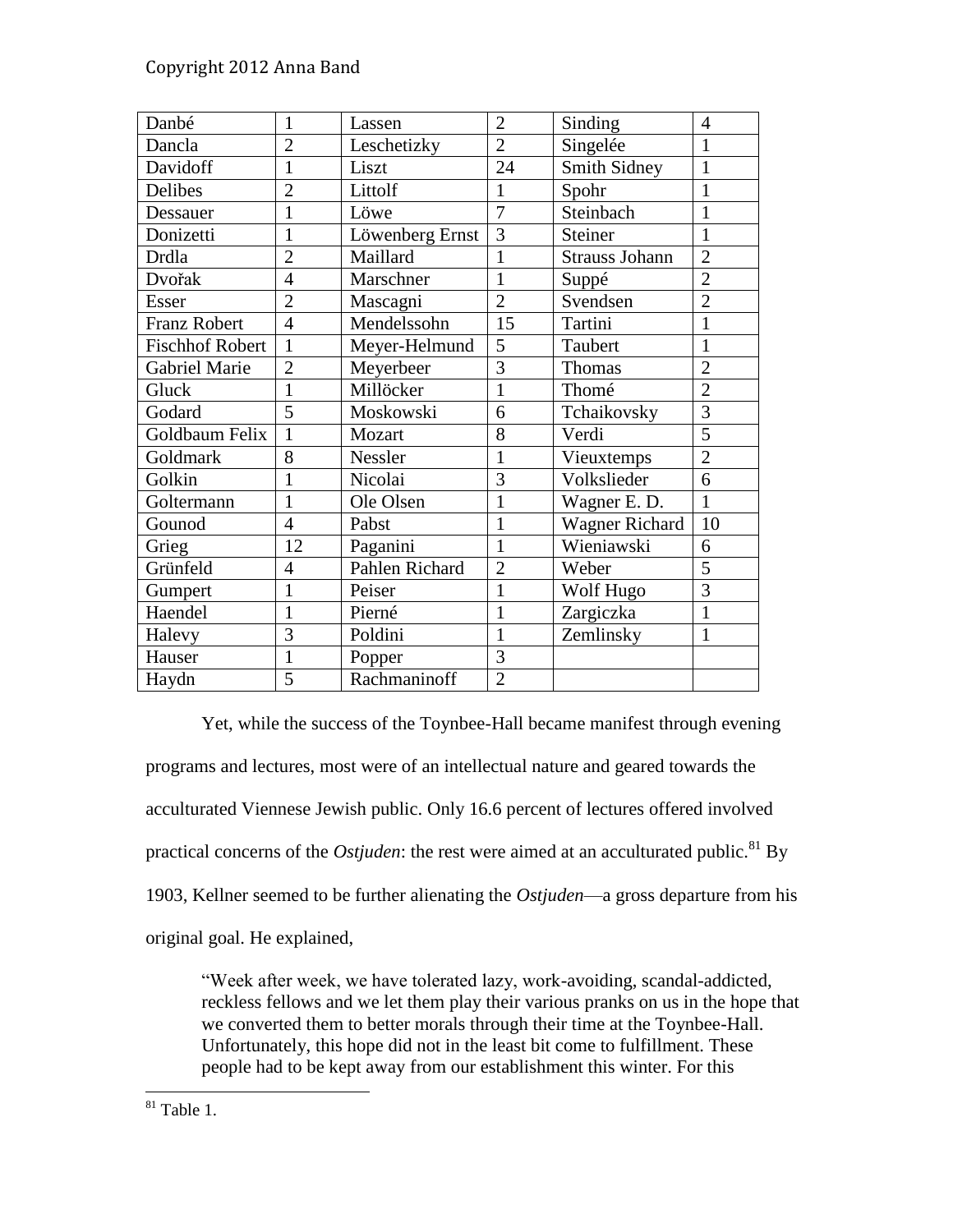| Danbé | 1 | Lassen | 2 | Sinding | 4 |
|---|---|---|---|---|---|
| Dancla | 2 | Leschetizky | 2 | Singelée | 1 |
| Davidoff | 1 | Liszt | 24 | Smith Sidney | 1 |
| Delibes | 2 | Littolf | 1 | Spohr | 1 |
| Dessauer | 1 | Löwe | 7 | Steinbach | 1 |
| Donizetti | 1 | Löwenberg Ernst | 3 | Steiner | 1 |
| Drdla | 2 | Maillard | 1 | Strauss Johann | 2 |
| Dvořak | 4 | Marschner | 1 | Suppé | 2 |
| Esser | 2 | Mascagni | 2 | Svendsen | 2 |
| Franz Robert | 4 | Mendelssohn | 15 | Tartini | 1 |
| Fischhof Robert | 1 | Meyer-Helmund | 5 | Taubert | 1 |
| Gabriel Marie | 2 | Meyerbeer | 3 | Thomas | 2 |
| Gluck | 1 | Millöcker | 1 | Thomé | 2 |
| Godard | 5 | Moskowski | 6 | Tchaikovsky | 3 |
| Goldbaum Felix | 1 | Mozart | 8 | Verdi | 5 |
| Goldmark | 8 | Nessler | 1 | Vieuxtemps | 2 |
| Golkin | 1 | Nicolai | 3 | Volkslieder | 6 |
| Goltermann | 1 | Ole Olsen | 1 | Wagner E. D. | 1 |
| Gounod | 4 | Pabst | 1 | Wagner Richard | 10 |
| Grieg | 12 | Paganini | 1 | Wieniawski | 6 |
| Grünfeld | 4 | Pahlen Richard | 2 | Weber | 5 |
| Gumpert | 1 | Peiser | 1 | Wolf Hugo | 3 |
| Haendel | 1 | Pierné | 1 | Zargiczka | 1 |
| Halevy | 3 | Poldini | 1 | Zemlinsky | 1 |
| Hauser | 1 | Popper | 3 | | |
| Haydn | 5 | Rachmaninoff | 2 | | |

Yet, while the success of the Toynbee-Hall became manifest through evening programs and lectures, most were of an intellectual nature and geared towards the acculturated Viennese Jewish public. Only 16.6 percent of lectures offered involved practical concerns of the *Ostjuden*: the rest were aimed at an acculturated public.[81] By 1903, Kellner seemed to be further alienating the *Ostjuden*—a gross departure from his original goal. He explained,

> "Week after week, we have tolerated lazy, work-avoiding, scandal-addicted, reckless fellows and we let them play their various pranks on us in the hope that we converted them to better morals through their time at the Toynbee-Hall. Unfortunately, this hope did not in the least bit come to fulfillment. These people had to be kept away from our establishment this winter. For this

[81] Table 1.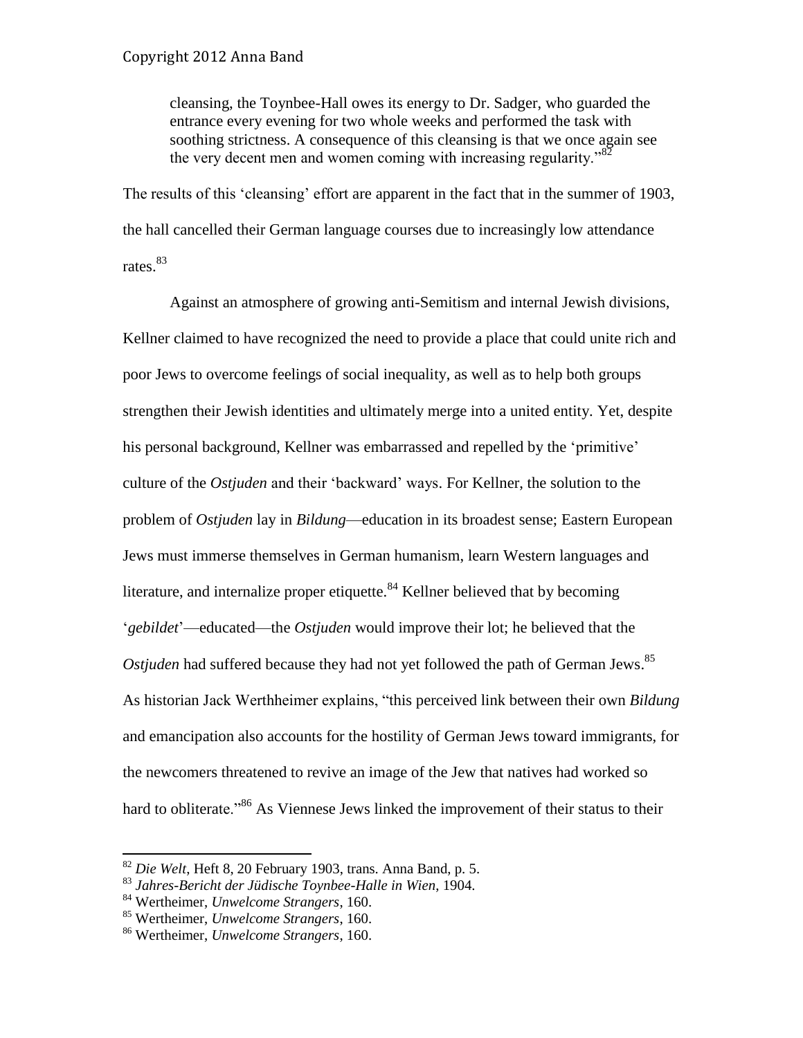cleansing, the Toynbee-Hall owes its energy to Dr. Sadger, who guarded the entrance every evening for two whole weeks and performed the task with soothing strictness. A consequence of this cleansing is that we once again see the very decent men and women coming with increasing regularity."[82]

The results of this 'cleansing' effort are apparent in the fact that in the summer of 1903, the hall cancelled their German language courses due to increasingly low attendance rates.[83]

Against an atmosphere of growing anti-Semitism and internal Jewish divisions, Kellner claimed to have recognized the need to provide a place that could unite rich and poor Jews to overcome feelings of social inequality, as well as to help both groups strengthen their Jewish identities and ultimately merge into a united entity. Yet, despite his personal background, Kellner was embarrassed and repelled by the 'primitive' culture of the *Ostjuden* and their 'backward' ways. For Kellner, the solution to the problem of *Ostjuden* lay in *Bildung*—education in its broadest sense; Eastern European Jews must immerse themselves in German humanism, learn Western languages and literature, and internalize proper etiquette.[84] Kellner believed that by becoming '*gebildet*'—educated—the *Ostjuden* would improve their lot; he believed that the *Ostjuden* had suffered because they had not yet followed the path of German Jews.[85] As historian Jack Werthheimer explains, "this perceived link between their own *Bildung* and emancipation also accounts for the hostility of German Jews toward immigrants, for the newcomers threatened to revive an image of the Jew that natives had worked so hard to obliterate."[86] As Viennese Jews linked the improvement of their status to their

---

[82] *Die Welt*, Heft 8, 20 February 1903, trans. Anna Band, p. 5.

[83] *Jahres-Bericht der Jüdische Toynbee-Halle in Wien*, 1904.

[84] Wertheimer, *Unwelcome Strangers*, 160.

[85] Wertheimer, *Unwelcome Strangers*, 160.

[86] Wertheimer, *Unwelcome Strangers*, 160.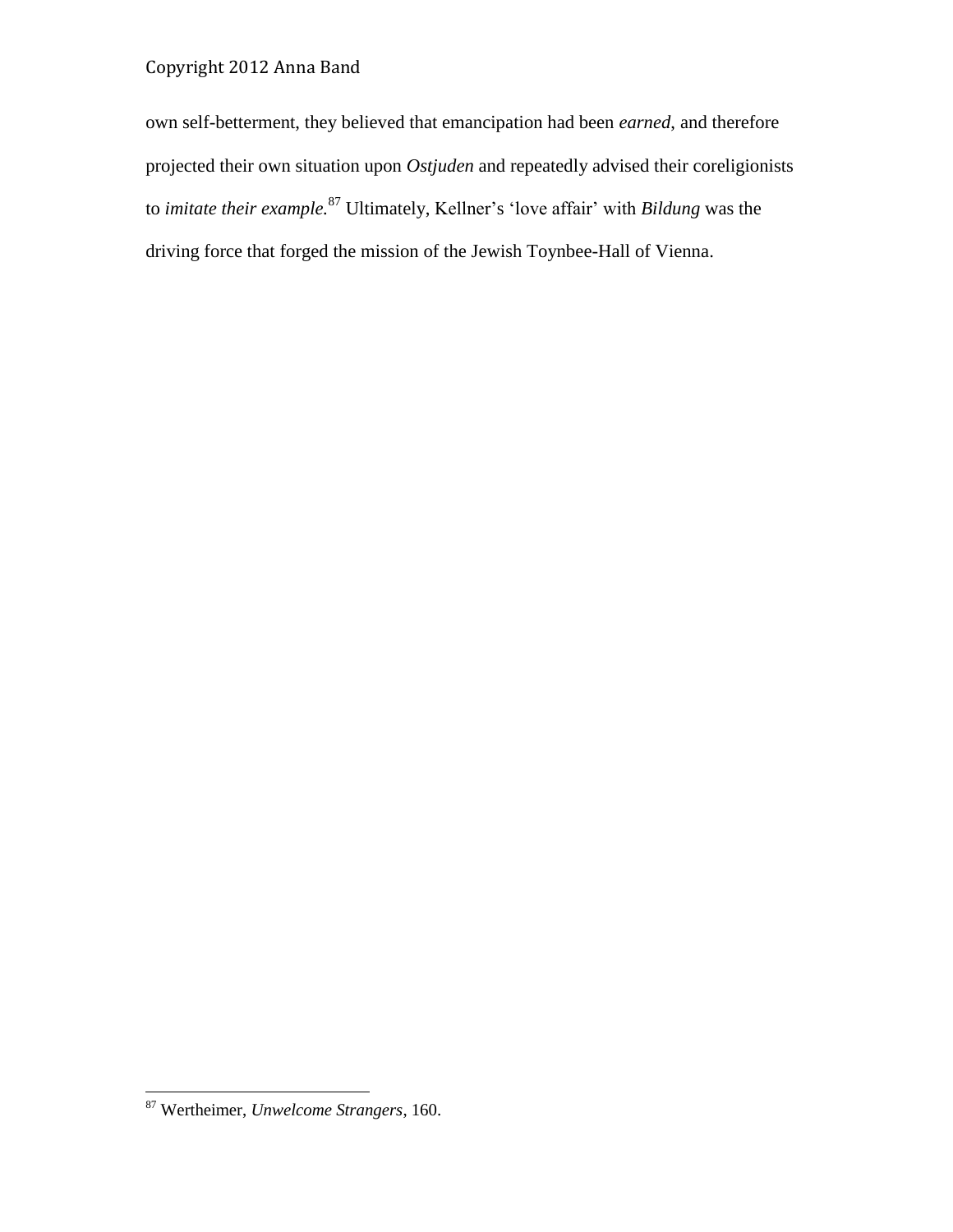own self-betterment, they believed that emancipation had been *earned*, and therefore projected their own situation upon *Ostjuden* and repeatedly advised their coreligionists to *imitate their example.*[87] Ultimately, Kellner's 'love affair' with *Bildung* was the driving force that forged the mission of the Jewish Toynbee-Hall of Vienna.

---

[87] Wertheimer, *Unwelcome Strangers*, 160.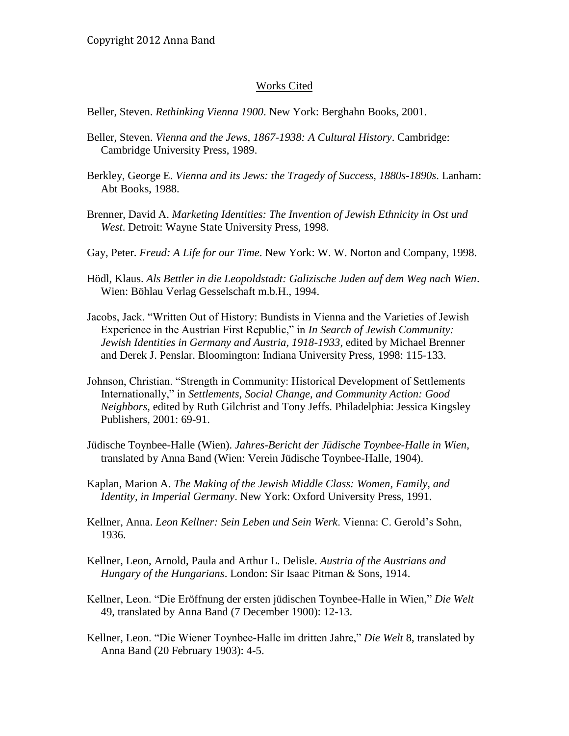Copyright 2012 Anna Band

## Works Cited

Beller, Steven. *Rethinking Vienna 1900*. New York: Berghahn Books, 2001.

Beller, Steven. *Vienna and the Jews, 1867-1938: A Cultural History*. Cambridge: Cambridge University Press, 1989.

Berkley, George E. *Vienna and its Jews: the Tragedy of Success, 1880s-1890s*. Lanham: Abt Books, 1988.

Brenner, David A. *Marketing Identities: The Invention of Jewish Ethnicity in Ost und West*. Detroit: Wayne State University Press, 1998.

Gay, Peter. *Freud: A Life for our Time*. New York: W. W. Norton and Company, 1998.

Hödl, Klaus. *Als Bettler in die Leopoldstadt: Galizische Juden auf dem Weg nach Wien*. Wien: Böhlau Verlag Gesselschaft m.b.H., 1994.

Jacobs, Jack. "Written Out of History: Bundists in Vienna and the Varieties of Jewish Experience in the Austrian First Republic," in *In Search of Jewish Community: Jewish Identities in Germany and Austria, 1918-1933*, edited by Michael Brenner and Derek J. Penslar. Bloomington: Indiana University Press, 1998: 115-133.

Johnson, Christian. "Strength in Community: Historical Development of Settlements Internationally," in *Settlements, Social Change, and Community Action: Good Neighbors,* edited by Ruth Gilchrist and Tony Jeffs. Philadelphia: Jessica Kingsley Publishers, 2001: 69-91.

Jüdische Toynbee-Halle (Wien). *Jahres-Bericht der Jüdische Toynbee-Halle in Wien*, translated by Anna Band (Wien: Verein Jüdische Toynbee-Halle, 1904).

Kaplan, Marion A. *The Making of the Jewish Middle Class: Women, Family, and Identity, in Imperial Germany*. New York: Oxford University Press, 1991.

Kellner, Anna. *Leon Kellner: Sein Leben und Sein Werk.* Vienna: C. Gerold's Sohn, 1936.

Kellner, Leon, Arnold, Paula and Arthur L. Delisle. *Austria of the Austrians and Hungary of the Hungarians*. London: Sir Isaac Pitman & Sons, 1914.

Kellner, Leon. "Die Eröffnung der ersten jüdischen Toynbee-Halle in Wien," *Die Welt* 49, translated by Anna Band (7 December 1900): 12-13.

Kellner, Leon. "Die Wiener Toynbee-Halle im dritten Jahre," *Die Welt* 8, translated by Anna Band (20 February 1903): 4-5.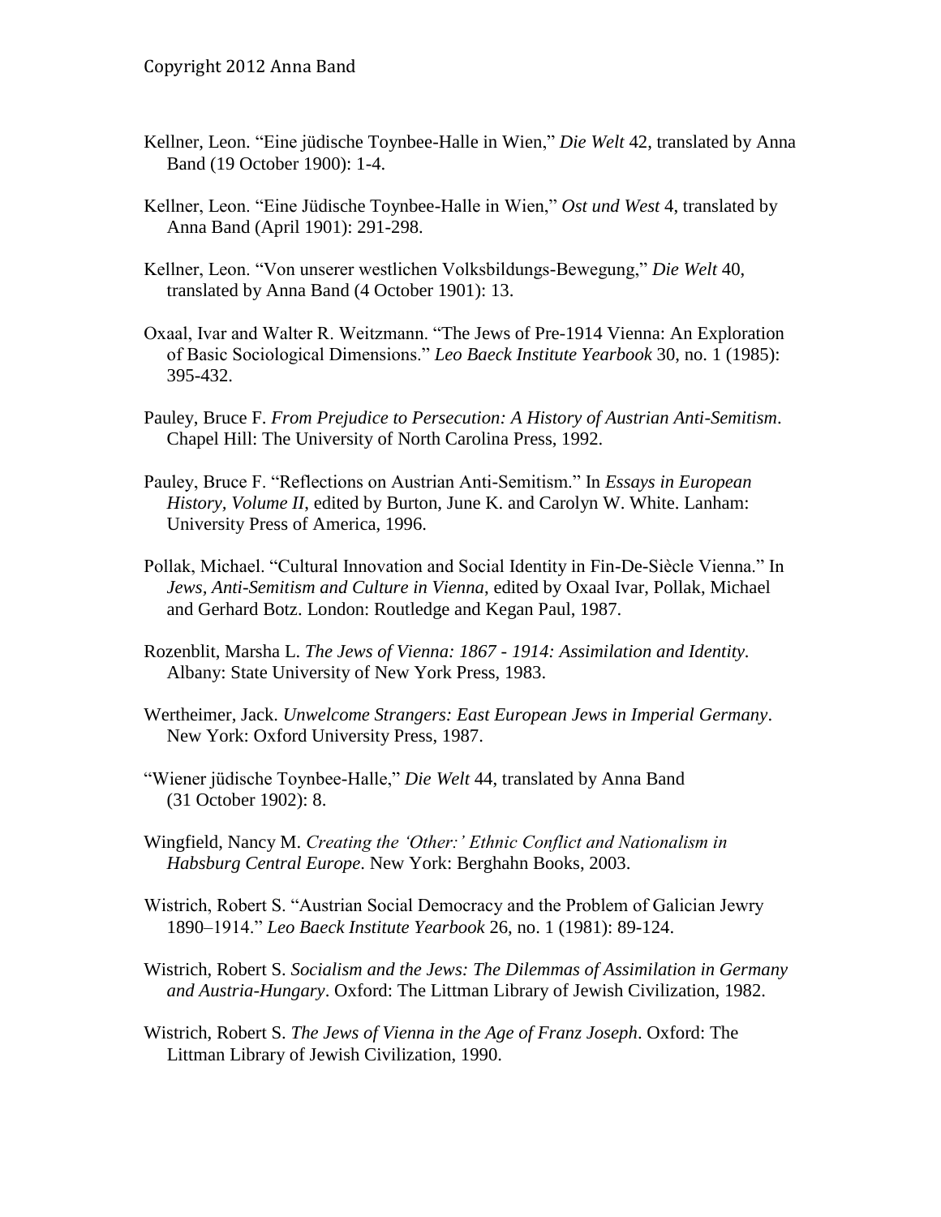Kellner, Leon. “Eine jüdische Toynbee-Halle in Wien,” *Die Welt* 42, translated by Anna Band (19 October 1900): 1-4.

Kellner, Leon. “Eine Jüdische Toynbee-Halle in Wien,” *Ost und West* 4, translated by Anna Band (April 1901): 291-298.

Kellner, Leon. “Von unserer westlichen Volksbildungs-Bewegung,” *Die Welt* 40, translated by Anna Band (4 October 1901): 13.

Oxaal, Ivar and Walter R. Weitzmann. “The Jews of Pre-1914 Vienna: An Exploration of Basic Sociological Dimensions.” *Leo Baeck Institute Yearbook* 30, no. 1 (1985): 395-432.

Pauley, Bruce F. *From Prejudice to Persecution: A History of Austrian Anti-Semitism*. Chapel Hill: The University of North Carolina Press, 1992.

Pauley, Bruce F. “Reflections on Austrian Anti-Semitism.” In *Essays in European History, Volume II*, edited by Burton, June K. and Carolyn W. White. Lanham: University Press of America, 1996.

Pollak, Michael. “Cultural Innovation and Social Identity in Fin-De-Siècle Vienna.” In *Jews, Anti-Semitism and Culture in Vienna*, edited by Oxaal Ivar, Pollak, Michael and Gerhard Botz. London: Routledge and Kegan Paul, 1987.

Rozenblit, Marsha L. *The Jews of Vienna: 1867 - 1914: Assimilation and Identity*. Albany: State University of New York Press, 1983.

Wertheimer, Jack. *Unwelcome Strangers: East European Jews in Imperial Germany*. New York: Oxford University Press, 1987.

“Wiener jüdische Toynbee-Halle,” *Die Welt* 44, translated by Anna Band (31 October 1902): 8.

Wingfield, Nancy M. *Creating the ‘Other:’ Ethnic Conflict and Nationalism in Habsburg Central Europe*. New York: Berghahn Books, 2003.

Wistrich, Robert S. “Austrian Social Democracy and the Problem of Galician Jewry 1890–1914.” *Leo Baeck Institute Yearbook* 26, no. 1 (1981): 89-124.

Wistrich, Robert S. *Socialism and the Jews: The Dilemmas of Assimilation in Germany and Austria-Hungary*. Oxford: The Littman Library of Jewish Civilization, 1982.

Wistrich, Robert S. *The Jews of Vienna in the Age of Franz Joseph*. Oxford: The Littman Library of Jewish Civilization, 1990.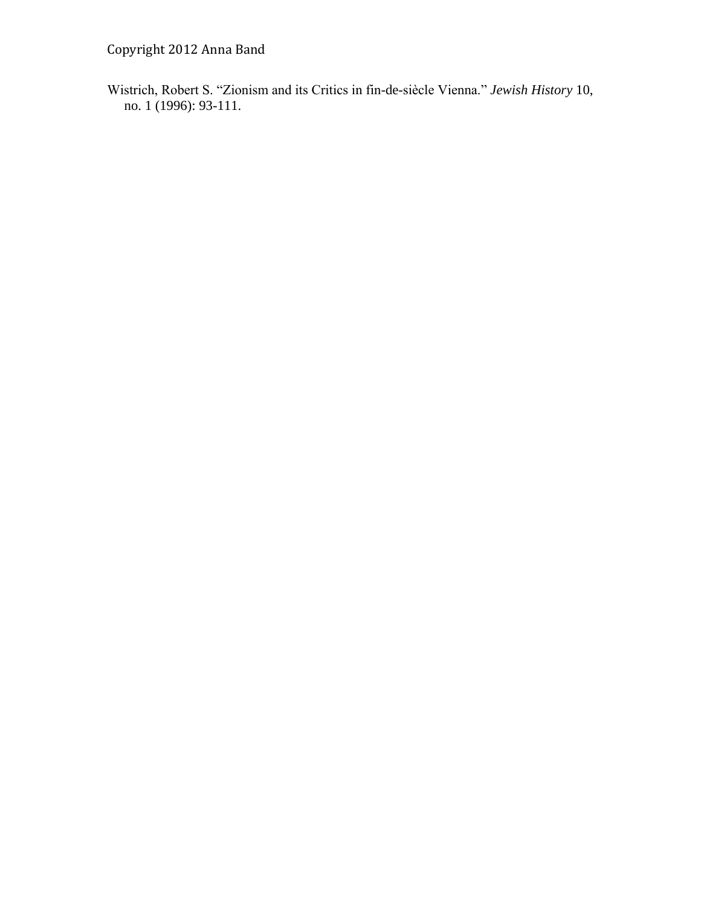Wistrich, Robert S. “Zionism and its Critics in fin-de-siècle Vienna.” *Jewish History* 10, no. 1 (1996): 93-111.